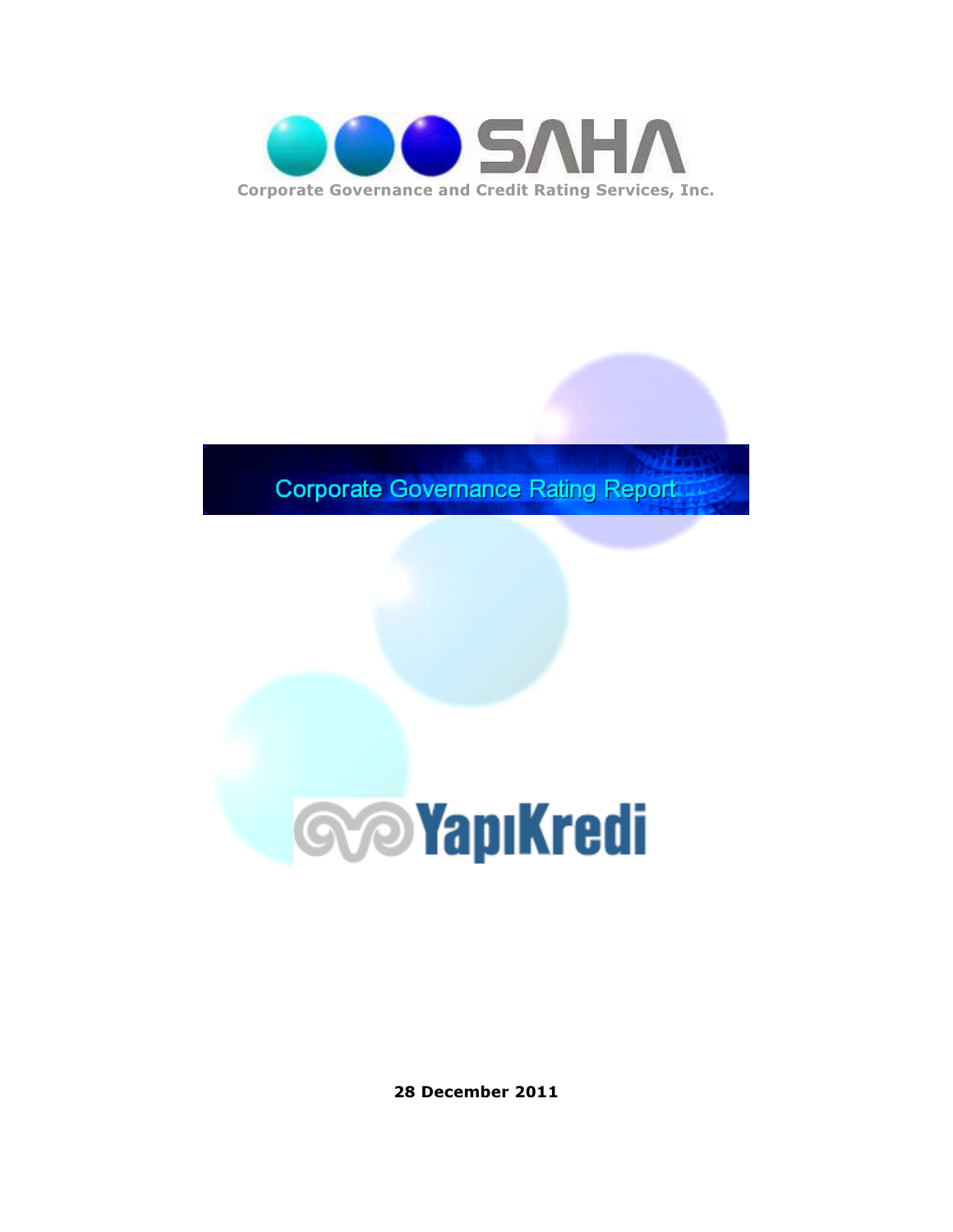# SAHA

Corporate Governance and Credit Rating Services, Inc.

## Corporate Governance Rating Report

YapıKredi

**28 December 2011**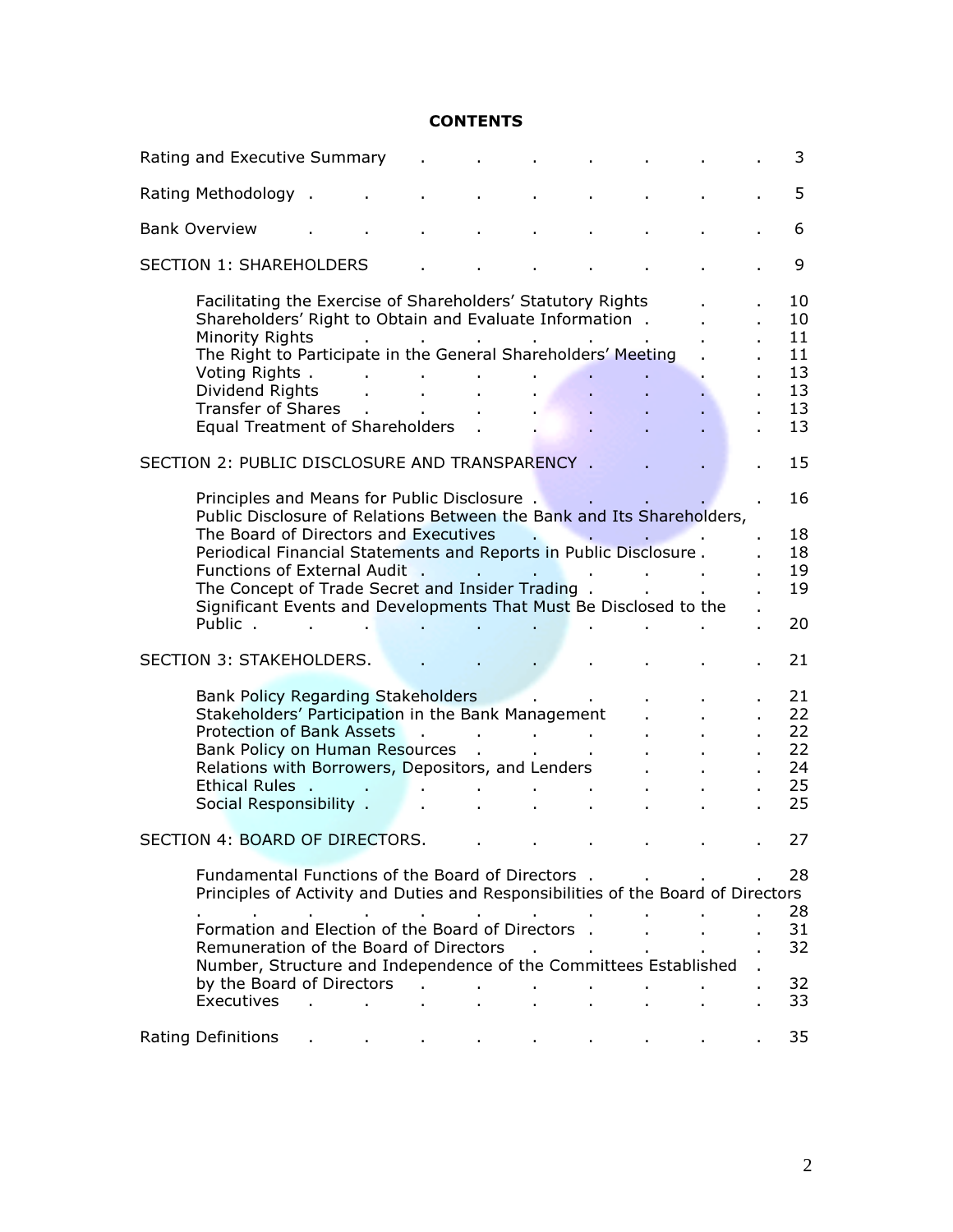**CONTENTS**

| | |
|---|---|
| Rating and Executive Summary | 3 |
| Rating Methodology | 5 |
| Bank Overview | 6 |
| SECTION 1: SHAREHOLDERS | 9 |
| Facilitating the Exercise of Shareholders' Statutory Rights | 10 |
| Shareholders' Right to Obtain and Evaluate Information | 10 |
| Minority Rights | 11 |
| The Right to Participate in the General Shareholders' Meeting | 11 |
| Voting Rights | 13 |
| Dividend Rights | 13 |
| Transfer of Shares | 13 |
| Equal Treatment of Shareholders | 13 |
| SECTION 2: PUBLIC DISCLOSURE AND TRANSPARENCY | 15 |
| Principles and Means for Public Disclosure | 16 |
| Public Disclosure of Relations Between the Bank and Its Shareholders, The Board of Directors and Executives | 18 |
| Periodical Financial Statements and Reports in Public Disclosure | 18 |
| Functions of External Audit | 19 |
| The Concept of Trade Secret and Insider Trading | 19 |
| Significant Events and Developments That Must Be Disclosed to the Public | 20 |
| SECTION 3: STAKEHOLDERS | 21 |
| Bank Policy Regarding Stakeholders | 21 |
| Stakeholders' Participation in the Bank Management | 22 |
| Protection of Bank Assets | 22 |
| Bank Policy on Human Resources | 22 |
| Relations with Borrowers, Depositors, and Lenders | 24 |
| Ethical Rules | 25 |
| Social Responsibility | 25 |
| SECTION 4: BOARD OF DIRECTORS | 27 |
| Fundamental Functions of the Board of Directors | 28 |
| Principles of Activity and Duties and Responsibilities of the Board of Directors | 28 |
| Formation and Election of the Board of Directors | 31 |
| Remuneration of the Board of Directors | 32 |
| Number, Structure and Independence of the Committees Established by the Board of Directors | 32 |
| Executives | 33 |
| Rating Definitions | 35 |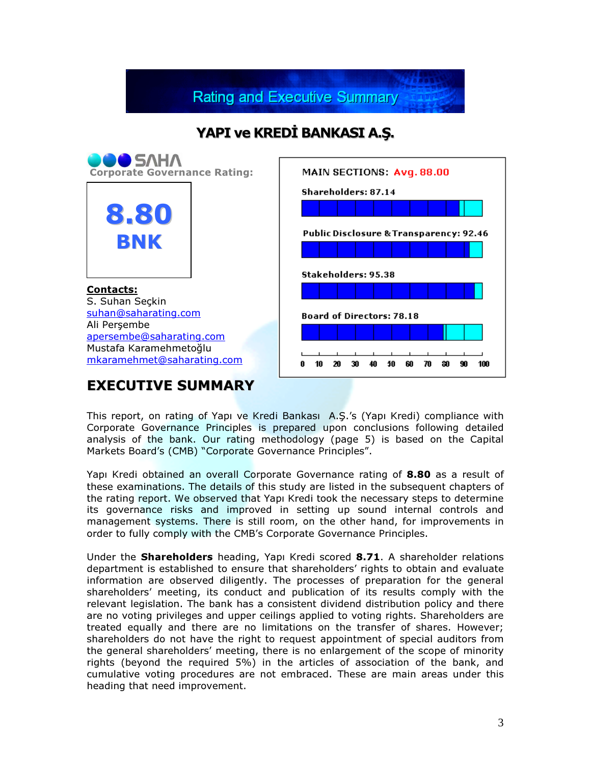# Rating and Executive Summary

## YAPI ve KREDİ BANKASI A.Ş.

SAHA Corporate Governance Rating:

**8.80**
**BNK**

MAIN SECTIONS: Avg. 88.00

Shareholders: 87.14

Public Disclosure & Transparency: 92.46

Stakeholders: 95.38

Board of Directors: 78.18

**Contacts:**
S. Suhan Seçkin
suhan@saharating.com
Ali Perşembe
apersembe@saharating.com
Mustafa Karamehmetoğlu
mkaramehmet@saharating.com

## EXECUTIVE SUMMARY

This report, on rating of Yapı ve Kredi Bankası A.Ş.'s (Yapı Kredi) compliance with Corporate Governance Principles is prepared upon conclusions following detailed analysis of the bank. Our rating methodology (page 5) is based on the Capital Markets Board's (CMB) "Corporate Governance Principles".

Yapı Kredi obtained an overall Corporate Governance rating of **8.80** as a result of these examinations. The details of this study are listed in the subsequent chapters of the rating report. We observed that Yapı Kredi took the necessary steps to determine its governance risks and improved in setting up sound internal controls and management systems. There is still room, on the other hand, for improvements in order to fully comply with the CMB's Corporate Governance Principles.

Under the **Shareholders** heading, Yapı Kredi scored **8.71**. A shareholder relations department is established to ensure that shareholders' rights to obtain and evaluate information are observed diligently. The processes of preparation for the general shareholders' meeting, its conduct and publication of its results comply with the relevant legislation. The bank has a consistent dividend distribution policy and there are no voting privileges and upper ceilings applied to voting rights. Shareholders are treated equally and there are no limitations on the transfer of shares. However; shareholders do not have the right to request appointment of special auditors from the general shareholders' meeting, there is no enlargement of the scope of minority rights (beyond the required 5%) in the articles of association of the bank, and cumulative voting procedures are not embraced. These are main areas under this heading that need improvement.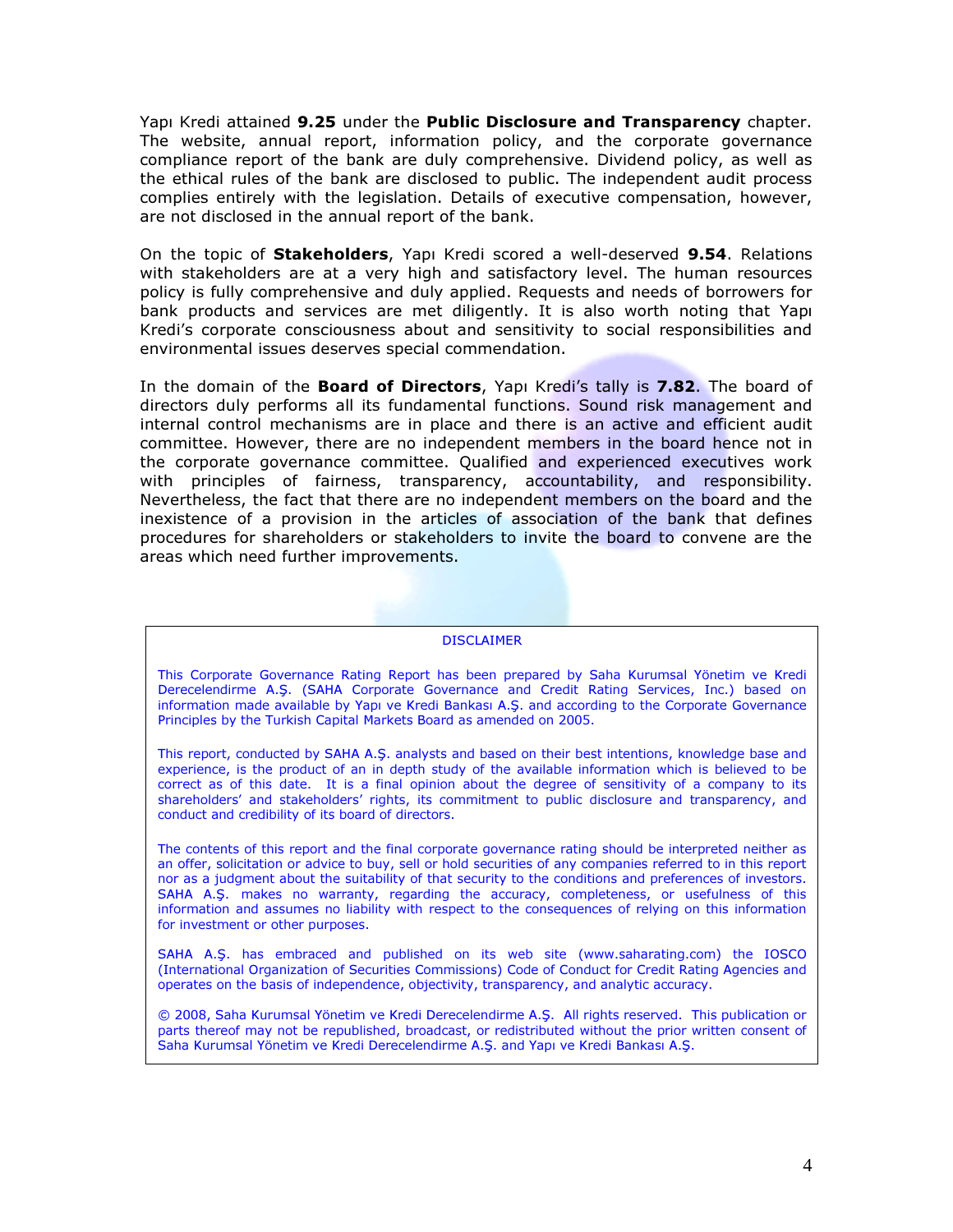Yapı Kredi attained **9.25** under the **Public Disclosure and Transparency** chapter. The website, annual report, information policy, and the corporate governance compliance report of the bank are duly comprehensive. Dividend policy, as well as the ethical rules of the bank are disclosed to public. The independent audit process complies entirely with the legislation. Details of executive compensation, however, are not disclosed in the annual report of the bank.

On the topic of **Stakeholders**, Yapı Kredi scored a well-deserved **9.54**. Relations with stakeholders are at a very high and satisfactory level. The human resources policy is fully comprehensive and duly applied. Requests and needs of borrowers for bank products and services are met diligently. It is also worth noting that Yapı Kredi's corporate consciousness about and sensitivity to social responsibilities and environmental issues deserves special commendation.

In the domain of the **Board of Directors**, Yapı Kredi's tally is **7.82**. The board of directors duly performs all its fundamental functions. Sound risk management and internal control mechanisms are in place and there is an active and efficient audit committee. However, there are no independent members in the board hence not in the corporate governance committee. Qualified and experienced executives work with principles of fairness, transparency, accountability, and responsibility. Nevertheless, the fact that there are no independent members on the board and the inexistence of a provision in the articles of association of the bank that defines procedures for shareholders or stakeholders to invite the board to convene are the areas which need further improvements.

DISCLAIMER

This Corporate Governance Rating Report has been prepared by Saha Kurumsal Yönetim ve Kredi Derecelendirme A.Ş. (SAHA Corporate Governance and Credit Rating Services, Inc.) based on information made available by Yapı ve Kredi Bankası A.Ş. and according to the Corporate Governance Principles by the Turkish Capital Markets Board as amended on 2005.

This report, conducted by SAHA A.Ş. analysts and based on their best intentions, knowledge base and experience, is the product of an in depth study of the available information which is believed to be correct as of this date. It is a final opinion about the degree of sensitivity of a company to its shareholders' and stakeholders' rights, its commitment to public disclosure and transparency, and conduct and credibility of its board of directors.

The contents of this report and the final corporate governance rating should be interpreted neither as an offer, solicitation or advice to buy, sell or hold securities of any companies referred to in this report nor as a judgment about the suitability of that security to the conditions and preferences of investors. SAHA A.Ş. makes no warranty, regarding the accuracy, completeness, or usefulness of this information and assumes no liability with respect to the consequences of relying on this information for investment or other purposes.

SAHA A.Ş. has embraced and published on its web site (www.saharating.com) the IOSCO (International Organization of Securities Commissions) Code of Conduct for Credit Rating Agencies and operates on the basis of independence, objectivity, transparency, and analytic accuracy.

© 2008, Saha Kurumsal Yönetim ve Kredi Derecelendirme A.Ş. All rights reserved. This publication or parts thereof may not be republished, broadcast, or redistributed without the prior written consent of Saha Kurumsal Yönetim ve Kredi Derecelendirme A.Ş. and Yapı ve Kredi Bankası A.Ş.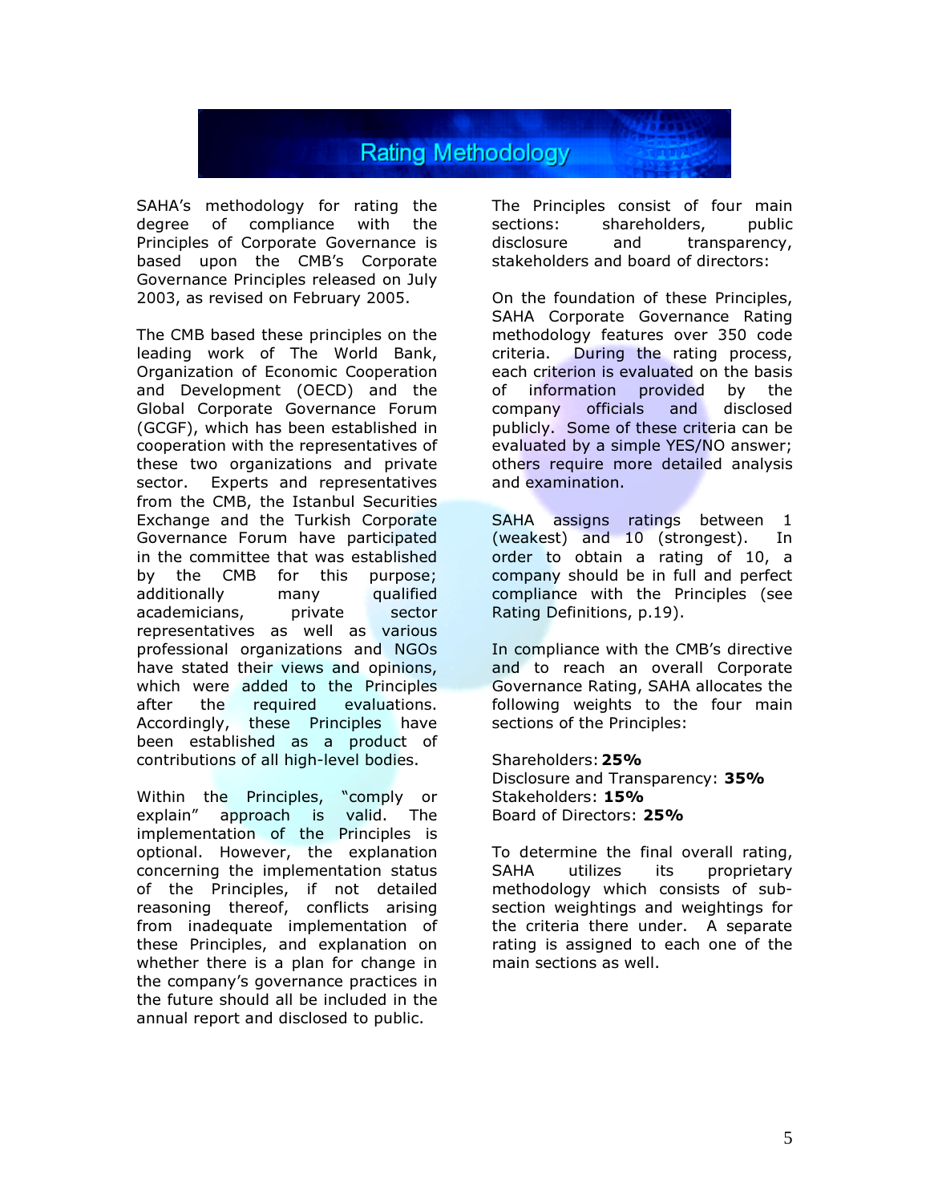# Rating Methodology

SAHA's methodology for rating the degree of compliance with the Principles of Corporate Governance is based upon the CMB's Corporate Governance Principles released on July 2003, as revised on February 2005.

The CMB based these principles on the leading work of The World Bank, Organization of Economic Cooperation and Development (OECD) and the Global Corporate Governance Forum (GCGF), which has been established in cooperation with the representatives of these two organizations and private sector. Experts and representatives from the CMB, the Istanbul Securities Exchange and the Turkish Corporate Governance Forum have participated in the committee that was established by the CMB for this purpose; additionally many qualified academicians, private sector representatives as well as various professional organizations and NGOs have stated their views and opinions, which were added to the Principles after the required evaluations. Accordingly, these Principles have been established as a product of contributions of all high-level bodies.

Within the Principles, "comply or explain" approach is valid. The implementation of the Principles is optional. However, the explanation concerning the implementation status of the Principles, if not detailed reasoning thereof, conflicts arising from inadequate implementation of these Principles, and explanation on whether there is a plan for change in the company's governance practices in the future should all be included in the annual report and disclosed to public.

The Principles consist of four main sections: shareholders, public disclosure and transparency, stakeholders and board of directors:

On the foundation of these Principles, SAHA Corporate Governance Rating methodology features over 350 code criteria. During the rating process, each criterion is evaluated on the basis of information provided by the company officials and disclosed publicly. Some of these criteria can be evaluated by a simple YES/NO answer; others require more detailed analysis and examination.

SAHA assigns ratings between 1 (weakest) and 10 (strongest). In order to obtain a rating of 10, a company should be in full and perfect compliance with the Principles (see Rating Definitions, p.19).

In compliance with the CMB's directive and to reach an overall Corporate Governance Rating, SAHA allocates the following weights to the four main sections of the Principles:

Shareholders: **25%**
Disclosure and Transparency: **35%**
Stakeholders: **15%**
Board of Directors: **25%**

To determine the final overall rating, SAHA utilizes its proprietary methodology which consists of sub-section weightings and weightings for the criteria there under. A separate rating is assigned to each one of the main sections as well.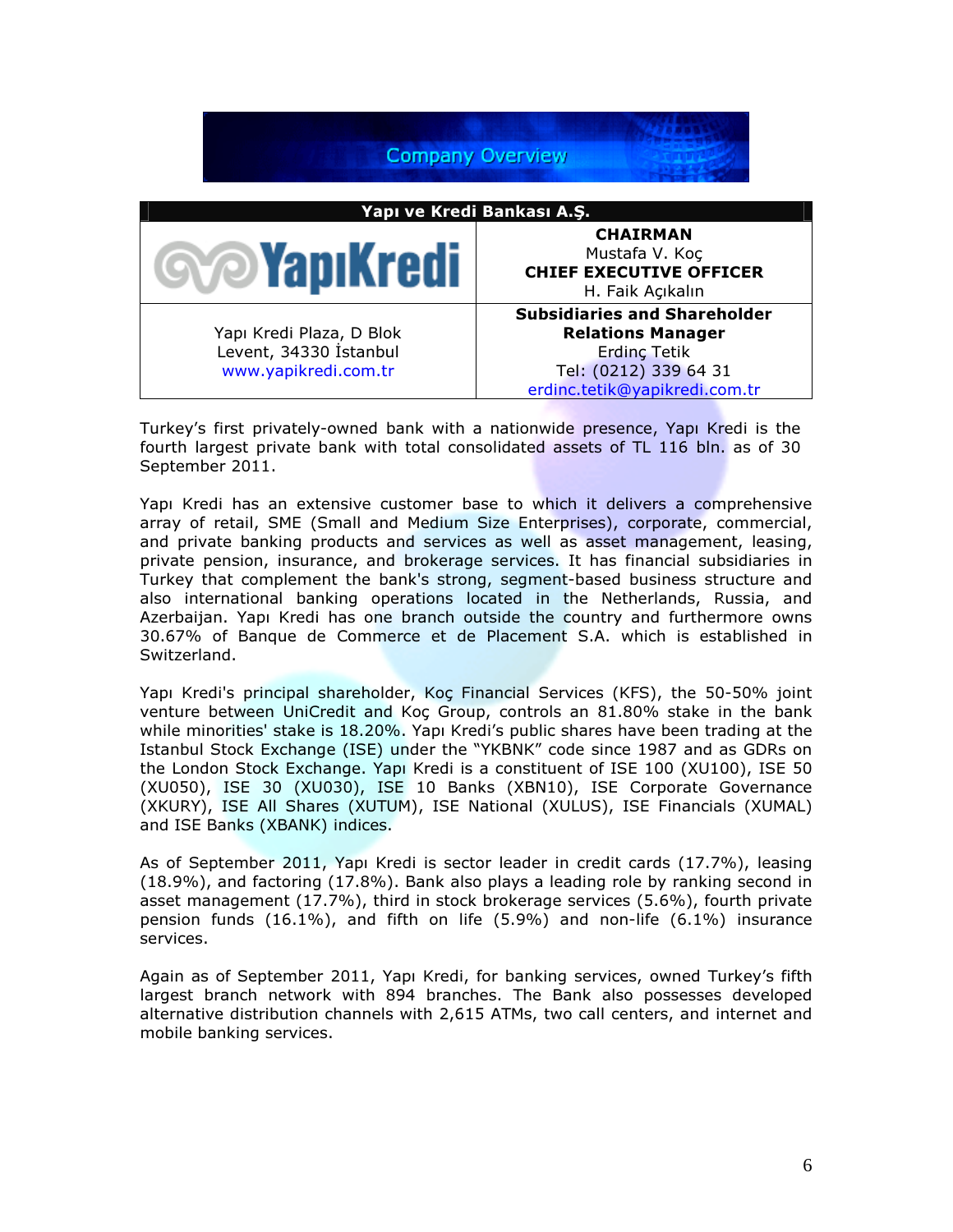# Company Overview

| Yapı ve Kredi Bankası A.Ş. | |
|---|---|
| YapıKredi | **CHAIRMAN**<br>Mustafa V. Koç<br>**CHIEF EXECUTIVE OFFICER**<br>H. Faik Açıkalın |
| Yapı Kredi Plaza, D Blok<br>Levent, 34330 İstanbul<br>www.yapikredi.com.tr | **Subsidiaries and Shareholder Relations Manager**<br>Erdinç Tetik<br>Tel: (0212) 339 64 31<br>erdinc.tetik@yapikredi.com.tr |

Turkey's first privately-owned bank with a nationwide presence, Yapı Kredi is the fourth largest private bank with total consolidated assets of TL 116 bln. as of 30 September 2011.

Yapı Kredi has an extensive customer base to which it delivers a comprehensive array of retail, SME (Small and Medium Size Enterprises), corporate, commercial, and private banking products and services as well as asset management, leasing, private pension, insurance, and brokerage services. It has financial subsidiaries in Turkey that complement the bank's strong, segment-based business structure and also international banking operations located in the Netherlands, Russia, and Azerbaijan. Yapı Kredi has one branch outside the country and furthermore owns 30.67% of Banque de Commerce et de Placement S.A. which is established in Switzerland.

Yapı Kredi's principal shareholder, Koç Financial Services (KFS), the 50-50% joint venture between UniCredit and Koç Group, controls an 81.80% stake in the bank while minorities' stake is 18.20%. Yapı Kredi's public shares have been trading at the Istanbul Stock Exchange (ISE) under the "YKBNK" code since 1987 and as GDRs on the London Stock Exchange. Yapı Kredi is a constituent of ISE 100 (XU100), ISE 50 (XU050), ISE 30 (XU030), ISE 10 Banks (XBN10), ISE Corporate Governance (XKURY), ISE All Shares (XUTUM), ISE National (XULUS), ISE Financials (XUMAL) and ISE Banks (XBANK) indices.

As of September 2011, Yapı Kredi is sector leader in credit cards (17.7%), leasing (18.9%), and factoring (17.8%). Bank also plays a leading role by ranking second in asset management (17.7%), third in stock brokerage services (5.6%), fourth private pension funds (16.1%), and fifth on life (5.9%) and non-life (6.1%) insurance services.

Again as of September 2011, Yapı Kredi, for banking services, owned Turkey's fifth largest branch network with 894 branches. The Bank also possesses developed alternative distribution channels with 2,615 ATMs, two call centers, and internet and mobile banking services.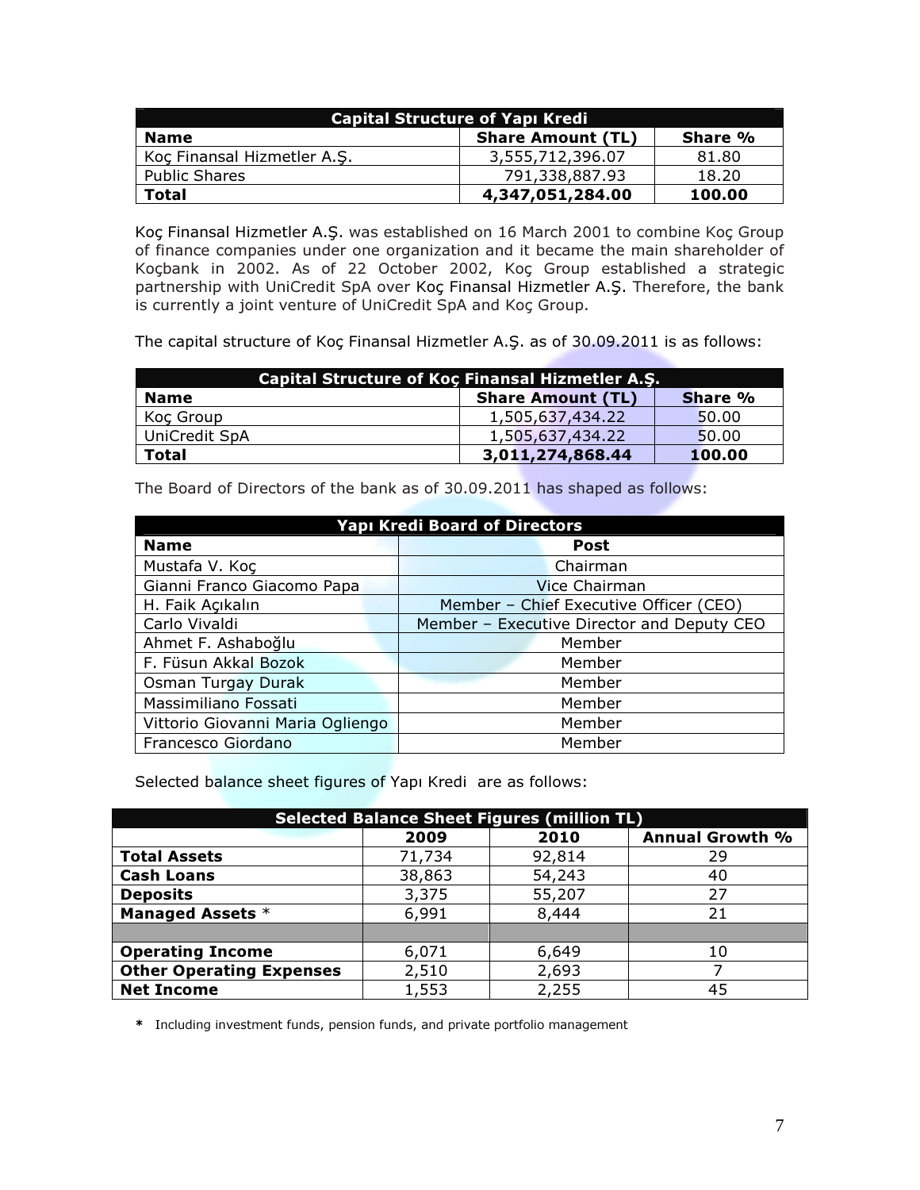| Capital Structure of Yapı Kredi | | |
|---|---|---|
| **Name** | **Share Amount (TL)** | **Share %** |
| Koç Finansal Hizmetler A.Ş. | 3,555,712,396.07 | 81.80 |
| Public Shares | 791,338,887.93 | 18.20 |
| **Total** | **4,347,051,284.00** | **100.00** |

Koç Finansal Hizmetler A.Ş. was established on 16 March 2001 to combine Koç Group of finance companies under one organization and it became the main shareholder of Koçbank in 2002. As of 22 October 2002, Koç Group established a strategic partnership with UniCredit SpA over Koç Finansal Hizmetler A.Ş. Therefore, the bank is currently a joint venture of UniCredit SpA and Koç Group.

The capital structure of Koç Finansal Hizmetler A.Ş. as of 30.09.2011 is as follows:

| Capital Structure of Koç Finansal Hizmetler A.Ş. | | |
|---|---|---|
| **Name** | **Share Amount (TL)** | **Share %** |
| Koç Group | 1,505,637,434.22 | 50.00 |
| UniCredit SpA | 1,505,637,434.22 | 50.00 |
| **Total** | **3,011,274,868.44** | **100.00** |

The Board of Directors of the bank as of 30.09.2011 has shaped as follows:

| Yapı Kredi Board of Directors | |
|---|---|
| **Name** | **Post** |
| Mustafa V. Koç | Chairman |
| Gianni Franco Giacomo Papa | Vice Chairman |
| H. Faik Açıkalın | Member – Chief Executive Officer (CEO) |
| Carlo Vivaldi | Member – Executive Director and Deputy CEO |
| Ahmet F. Ashaboğlu | Member |
| F. Füsun Akkal Bozok | Member |
| Osman Turgay Durak | Member |
| Massimiliano Fossati | Member |
| Vittorio Giovanni Maria Ogliengo | Member |
| Francesco Giordano | Member |

Selected balance sheet figures of Yapı Kredi are as follows:

| Selected Balance Sheet Figures (million TL) | | | |
|---|---|---|---|
| | **2009** | **2010** | **Annual Growth %** |
| **Total Assets** | 71,734 | 92,814 | 29 |
| **Cash Loans** | 38,863 | 54,243 | 40 |
| **Deposits** | 3,375 | 55,207 | 27 |
| **Managed Assets** * | 6,991 | 8,444 | 21 |
| | | | |
| **Operating Income** | 6,071 | 6,649 | 10 |
| **Other Operating Expenses** | 2,510 | 2,693 | 7 |
| **Net Income** | 1,553 | 2,255 | 45 |

**\*** Including investment funds, pension funds, and private portfolio management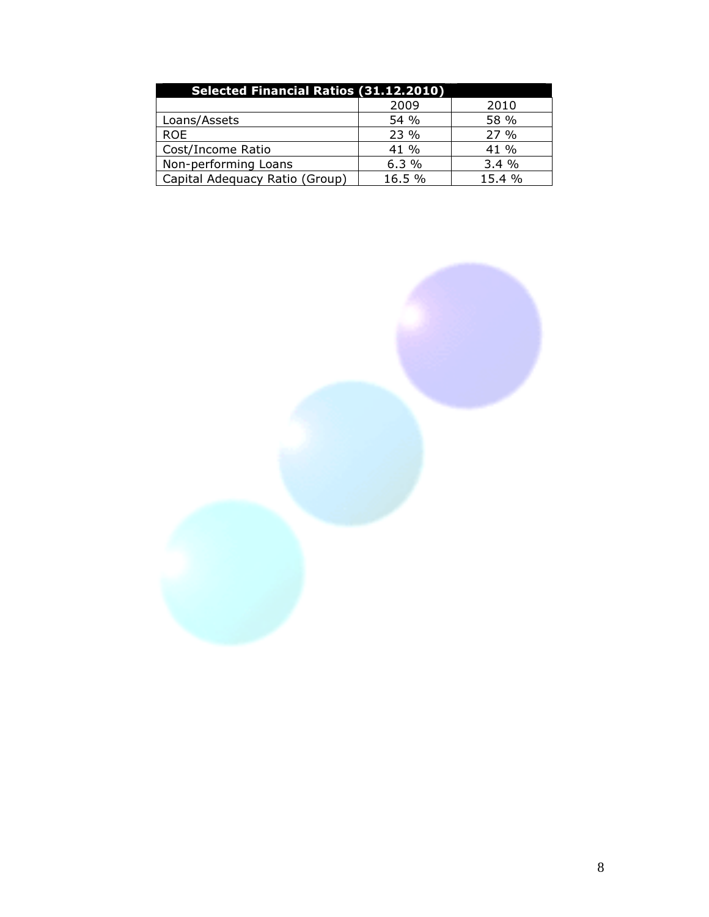| Selected Financial Ratios (31.12.2010) | | |
|---|---|---|
| | 2009 | 2010 |
| Loans/Assets | 54 % | 58 % |
| ROE | 23 % | 27 % |
| Cost/Income Ratio | 41 % | 41 % |
| Non-performing Loans | 6.3 % | 3.4 % |
| Capital Adequacy Ratio (Group) | 16.5 % | 15.4 % |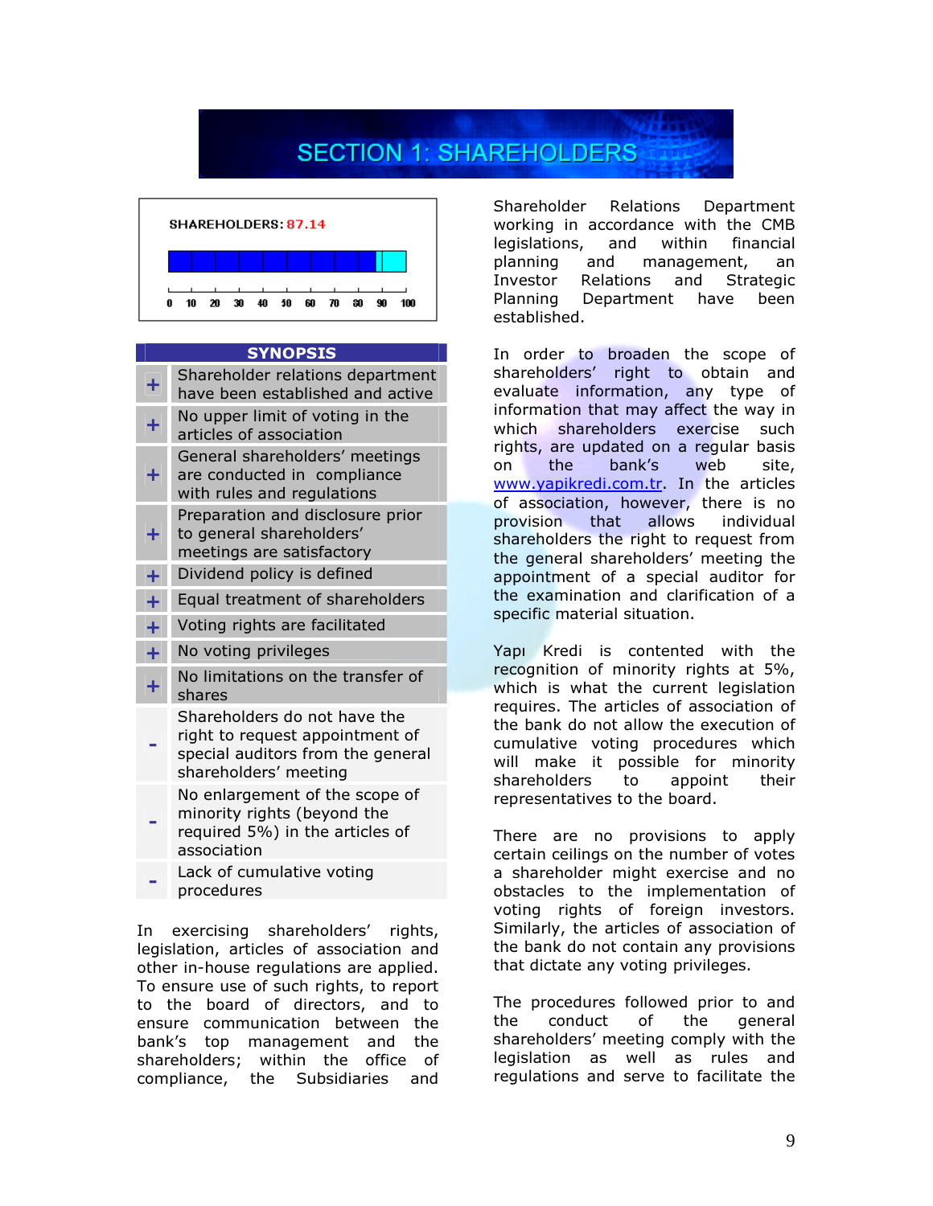# SECTION 1: SHAREHOLDERS

SHAREHOLDERS: 87.14

| SYNOPSIS | |
|---|---|
| + | Shareholder relations department have been established and active |
| + | No upper limit of voting in the articles of association |
| + | General shareholders' meetings are conducted in compliance with rules and regulations |
| + | Preparation and disclosure prior to general shareholders' meetings are satisfactory |
| + | Dividend policy is defined |
| + | Equal treatment of shareholders |
| + | Voting rights are facilitated |
| + | No voting privileges |
| + | No limitations on the transfer of shares |
| - | Shareholders do not have the right to request appointment of special auditors from the general shareholders' meeting |
| - | No enlargement of the scope of minority rights (beyond the required 5%) in the articles of association |
| - | Lack of cumulative voting procedures |

In exercising shareholders' rights, legislation, articles of association and other in-house regulations are applied. To ensure use of such rights, to report to the board of directors, and to ensure communication between the bank's top management and the shareholders; within the office of compliance, the Subsidiaries and Shareholder Relations Department working in accordance with the CMB legislations, and within financial planning and management, an Investor Relations and Strategic Planning Department have been established.

In order to broaden the scope of shareholders' right to obtain and evaluate information, any type of information that may affect the way in which shareholders exercise such rights, are updated on a regular basis on the bank's web site, www.yapikredi.com.tr. In the articles of association, however, there is no provision that allows individual shareholders the right to request from the general shareholders' meeting the appointment of a special auditor for the examination and clarification of a specific material situation.

Yapı Kredi is contented with the recognition of minority rights at 5%, which is what the current legislation requires. The articles of association of the bank do not allow the execution of cumulative voting procedures which will make it possible for minority shareholders to appoint their representatives to the board.

There are no provisions to apply certain ceilings on the number of votes a shareholder might exercise and no obstacles to the implementation of voting rights of foreign investors. Similarly, the articles of association of the bank do not contain any provisions that dictate any voting privileges.

The procedures followed prior to and the conduct of the general shareholders' meeting comply with the legislation as well as rules and regulations and serve to facilitate the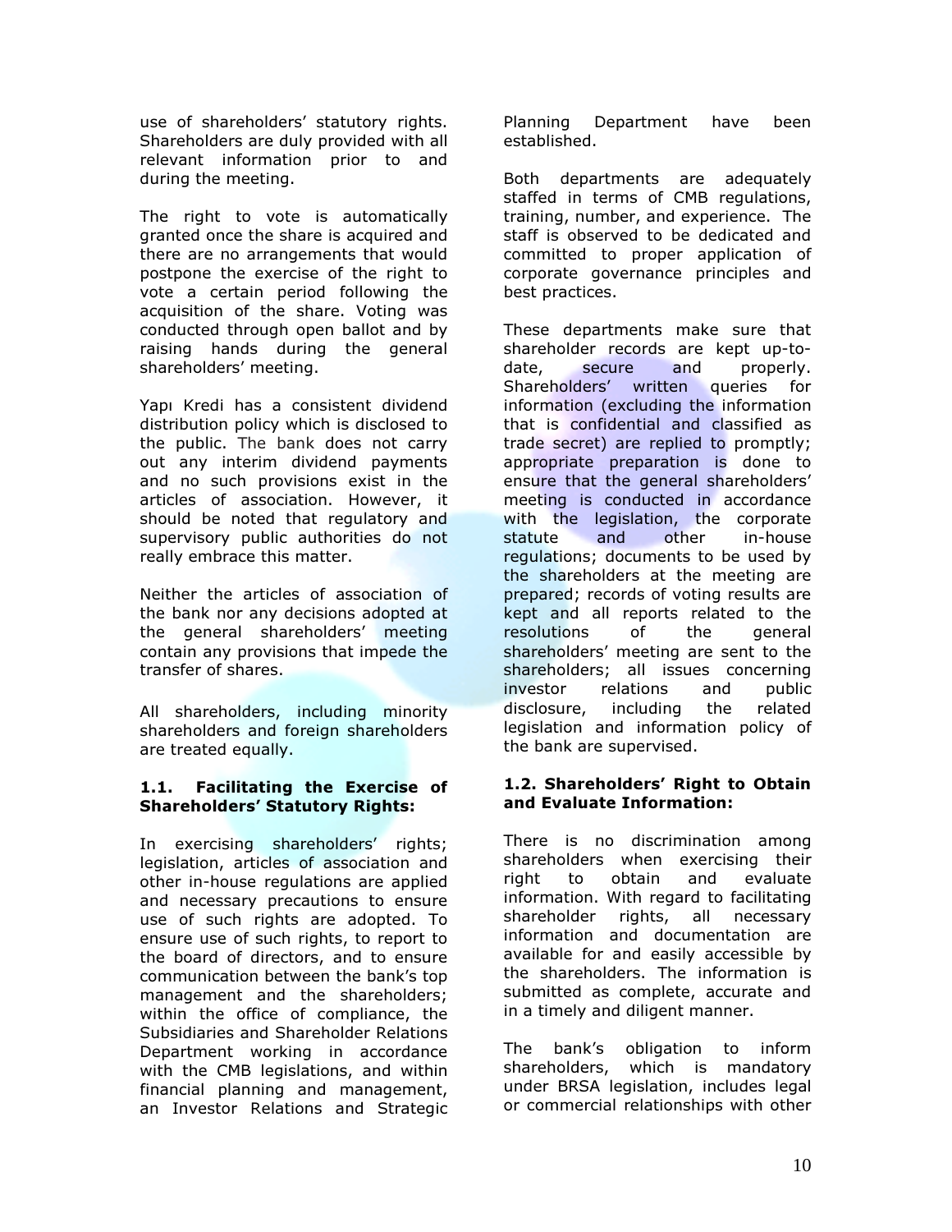use of shareholders' statutory rights. Shareholders are duly provided with all relevant information prior to and during the meeting.

The right to vote is automatically granted once the share is acquired and there are no arrangements that would postpone the exercise of the right to vote a certain period following the acquisition of the share. Voting was conducted through open ballot and by raising hands during the general shareholders' meeting.

Yapı Kredi has a consistent dividend distribution policy which is disclosed to the public. The bank does not carry out any interim dividend payments and no such provisions exist in the articles of association. However, it should be noted that regulatory and supervisory public authorities do not really embrace this matter.

Neither the articles of association of the bank nor any decisions adopted at the general shareholders' meeting contain any provisions that impede the transfer of shares.

All shareholders, including minority shareholders and foreign shareholders are treated equally.

### 1.1. Facilitating the Exercise of Shareholders' Statutory Rights:

In exercising shareholders' rights; legislation, articles of association and other in-house regulations are applied and necessary precautions to ensure use of such rights are adopted. To ensure use of such rights, to report to the board of directors, and to ensure communication between the bank's top management and the shareholders; within the office of compliance, the Subsidiaries and Shareholder Relations Department working in accordance with the CMB legislations, and within financial planning and management, an Investor Relations and Strategic Planning Department have been established.

Both departments are adequately staffed in terms of CMB regulations, training, number, and experience. The staff is observed to be dedicated and committed to proper application of corporate governance principles and best practices.

These departments make sure that shareholder records are kept up-to-date, secure and properly. Shareholders' written queries for information (excluding the information that is confidential and classified as trade secret) are replied to promptly; appropriate preparation is done to ensure that the general shareholders' meeting is conducted in accordance with the legislation, the corporate statute and other in-house regulations; documents to be used by the shareholders at the meeting are prepared; records of voting results are kept and all reports related to the resolutions of the general shareholders' meeting are sent to the shareholders; all issues concerning investor relations and public disclosure, including the related legislation and information policy of the bank are supervised.

### 1.2. Shareholders' Right to Obtain and Evaluate Information:

There is no discrimination among shareholders when exercising their right to obtain and evaluate information. With regard to facilitating shareholder rights, all necessary information and documentation are available for and easily accessible by the shareholders. The information is submitted as complete, accurate and in a timely and diligent manner.

The bank's obligation to inform shareholders, which is mandatory under BRSA legislation, includes legal or commercial relationships with other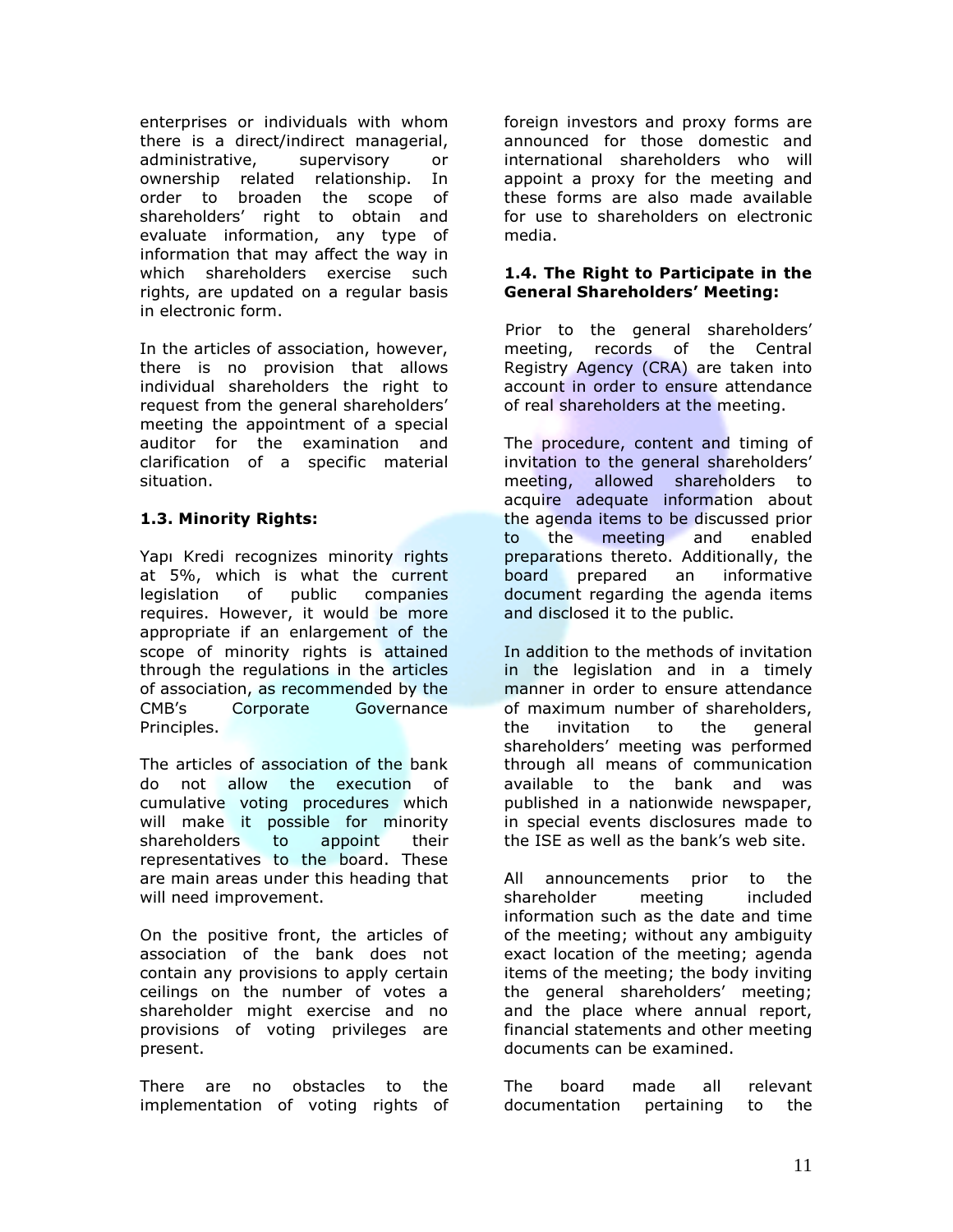enterprises or individuals with whom there is a direct/indirect managerial, administrative, supervisory or ownership related relationship. In order to broaden the scope of shareholders' right to obtain and evaluate information, any type of information that may affect the way in which shareholders exercise such rights, are updated on a regular basis in electronic form.

In the articles of association, however, there is no provision that allows individual shareholders the right to request from the general shareholders' meeting the appointment of a special auditor for the examination and clarification of a specific material situation.

**1.3. Minority Rights:**

Yapı Kredi recognizes minority rights at 5%, which is what the current legislation of public companies requires. However, it would be more appropriate if an enlargement of the scope of minority rights is attained through the regulations in the articles of association, as recommended by the CMB's Corporate Governance Principles.

The articles of association of the bank do not allow the execution of cumulative voting procedures which will make it possible for minority shareholders to appoint their representatives to the board. These are main areas under this heading that will need improvement.

On the positive front, the articles of association of the bank does not contain any provisions to apply certain ceilings on the number of votes a shareholder might exercise and no provisions of voting privileges are present.

There are no obstacles to the implementation of voting rights of foreign investors and proxy forms are announced for those domestic and international shareholders who will appoint a proxy for the meeting and these forms are also made available for use to shareholders on electronic media.

**1.4. The Right to Participate in the General Shareholders' Meeting:**

Prior to the general shareholders' meeting, records of the Central Registry Agency (CRA) are taken into account in order to ensure attendance of real shareholders at the meeting.

The procedure, content and timing of invitation to the general shareholders' meeting, allowed shareholders to acquire adequate information about the agenda items to be discussed prior to the meeting and enabled preparations thereto. Additionally, the board prepared an informative document regarding the agenda items and disclosed it to the public.

In addition to the methods of invitation in the legislation and in a timely manner in order to ensure attendance of maximum number of shareholders, the invitation to the general shareholders' meeting was performed through all means of communication available to the bank and was published in a nationwide newspaper, in special events disclosures made to the ISE as well as the bank's web site.

All announcements prior to the shareholder meeting included information such as the date and time of the meeting; without any ambiguity exact location of the meeting; agenda items of the meeting; the body inviting the general shareholders' meeting; and the place where annual report, financial statements and other meeting documents can be examined.

The board made all relevant documentation pertaining to the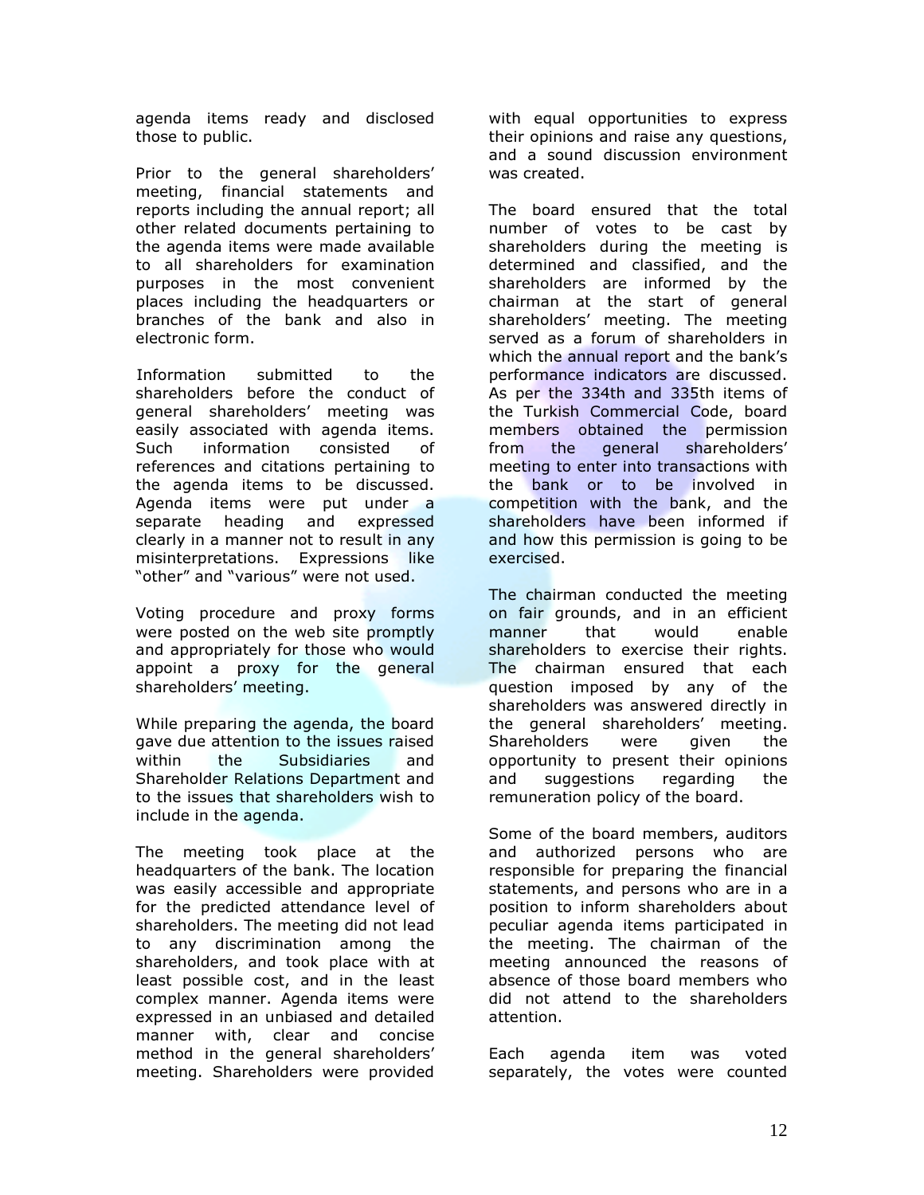agenda items ready and disclosed those to public.

Prior to the general shareholders' meeting, financial statements and reports including the annual report; all other related documents pertaining to the agenda items were made available to all shareholders for examination purposes in the most convenient places including the headquarters or branches of the bank and also in electronic form.

Information submitted to the shareholders before the conduct of general shareholders' meeting was easily associated with agenda items. Such information consisted of references and citations pertaining to the agenda items to be discussed. Agenda items were put under a separate heading and expressed clearly in a manner not to result in any misinterpretations. Expressions like "other" and "various" were not used.

Voting procedure and proxy forms were posted on the web site promptly and appropriately for those who would appoint a proxy for the general shareholders' meeting.

While preparing the agenda, the board gave due attention to the issues raised within the Subsidiaries and Shareholder Relations Department and to the issues that shareholders wish to include in the agenda.

The meeting took place at the headquarters of the bank. The location was easily accessible and appropriate for the predicted attendance level of shareholders. The meeting did not lead to any discrimination among the shareholders, and took place with at least possible cost, and in the least complex manner. Agenda items were expressed in an unbiased and detailed manner with, clear and concise method in the general shareholders' meeting. Shareholders were provided with equal opportunities to express their opinions and raise any questions, and a sound discussion environment was created.

The board ensured that the total number of votes to be cast by shareholders during the meeting is determined and classified, and the shareholders are informed by the chairman at the start of general shareholders' meeting. The meeting served as a forum of shareholders in which the annual report and the bank's performance indicators are discussed. As per the 334th and 335th items of the Turkish Commercial Code, board members obtained the permission from the general shareholders' meeting to enter into transactions with the bank or to be involved in competition with the bank, and the shareholders have been informed if and how this permission is going to be exercised.

The chairman conducted the meeting on fair grounds, and in an efficient manner that would enable shareholders to exercise their rights. The chairman ensured that each question imposed by any of the shareholders was answered directly in the general shareholders' meeting. Shareholders were given the opportunity to present their opinions and suggestions regarding the remuneration policy of the board.

Some of the board members, auditors and authorized persons who are responsible for preparing the financial statements, and persons who are in a position to inform shareholders about peculiar agenda items participated in the meeting. The chairman of the meeting announced the reasons of absence of those board members who did not attend to the shareholders attention.

Each agenda item was voted separately, the votes were counted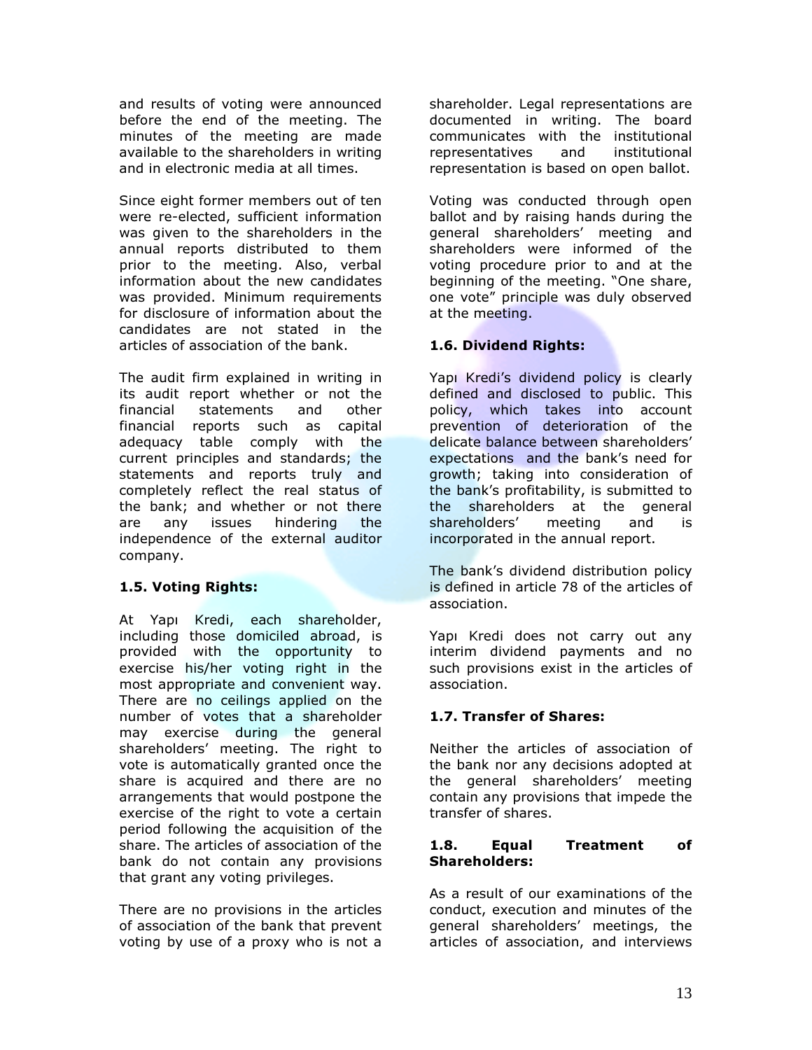and results of voting were announced before the end of the meeting. The minutes of the meeting are made available to the shareholders in writing and in electronic media at all times.

Since eight former members out of ten were re-elected, sufficient information was given to the shareholders in the annual reports distributed to them prior to the meeting. Also, verbal information about the new candidates was provided. Minimum requirements for disclosure of information about the candidates are not stated in the articles of association of the bank.

The audit firm explained in writing in its audit report whether or not the financial statements and other financial reports such as capital adequacy table comply with the current principles and standards; the statements and reports truly and completely reflect the real status of the bank; and whether or not there are any issues hindering the independence of the external auditor company.

**1.5. Voting Rights:**

At Yapı Kredi, each shareholder, including those domiciled abroad, is provided with the opportunity to exercise his/her voting right in the most appropriate and convenient way. There are no ceilings applied on the number of votes that a shareholder may exercise during the general shareholders' meeting. The right to vote is automatically granted once the share is acquired and there are no arrangements that would postpone the exercise of the right to vote a certain period following the acquisition of the share. The articles of association of the bank do not contain any provisions that grant any voting privileges.

There are no provisions in the articles of association of the bank that prevent voting by use of a proxy who is not a shareholder. Legal representations are documented in writing. The board communicates with the institutional representatives and institutional representation is based on open ballot.

Voting was conducted through open ballot and by raising hands during the general shareholders' meeting and shareholders were informed of the voting procedure prior to and at the beginning of the meeting. "One share, one vote" principle was duly observed at the meeting.

**1.6. Dividend Rights:**

Yapı Kredi's dividend policy is clearly defined and disclosed to public. This policy, which takes into account prevention of deterioration of the delicate balance between shareholders' expectations and the bank's need for growth; taking into consideration of the bank's profitability, is submitted to the shareholders at the general shareholders' meeting and is incorporated in the annual report.

The bank's dividend distribution policy is defined in article 78 of the articles of association.

Yapı Kredi does not carry out any interim dividend payments and no such provisions exist in the articles of association.

**1.7. Transfer of Shares:**

Neither the articles of association of the bank nor any decisions adopted at the general shareholders' meeting contain any provisions that impede the transfer of shares.

**1.8. Equal Treatment of Shareholders:**

As a result of our examinations of the conduct, execution and minutes of the general shareholders' meetings, the articles of association, and interviews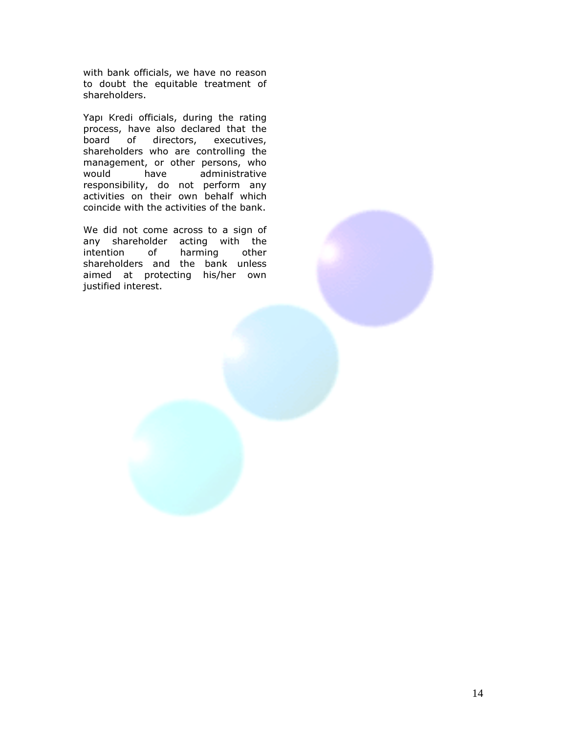with bank officials, we have no reason to doubt the equitable treatment of shareholders.

Yapı Kredi officials, during the rating process, have also declared that the board of directors, executives, shareholders who are controlling the management, or other persons, who would have administrative responsibility, do not perform any activities on their own behalf which coincide with the activities of the bank.

We did not come across to a sign of any shareholder acting with the intention of harming other shareholders and the bank unless aimed at protecting his/her own justified interest.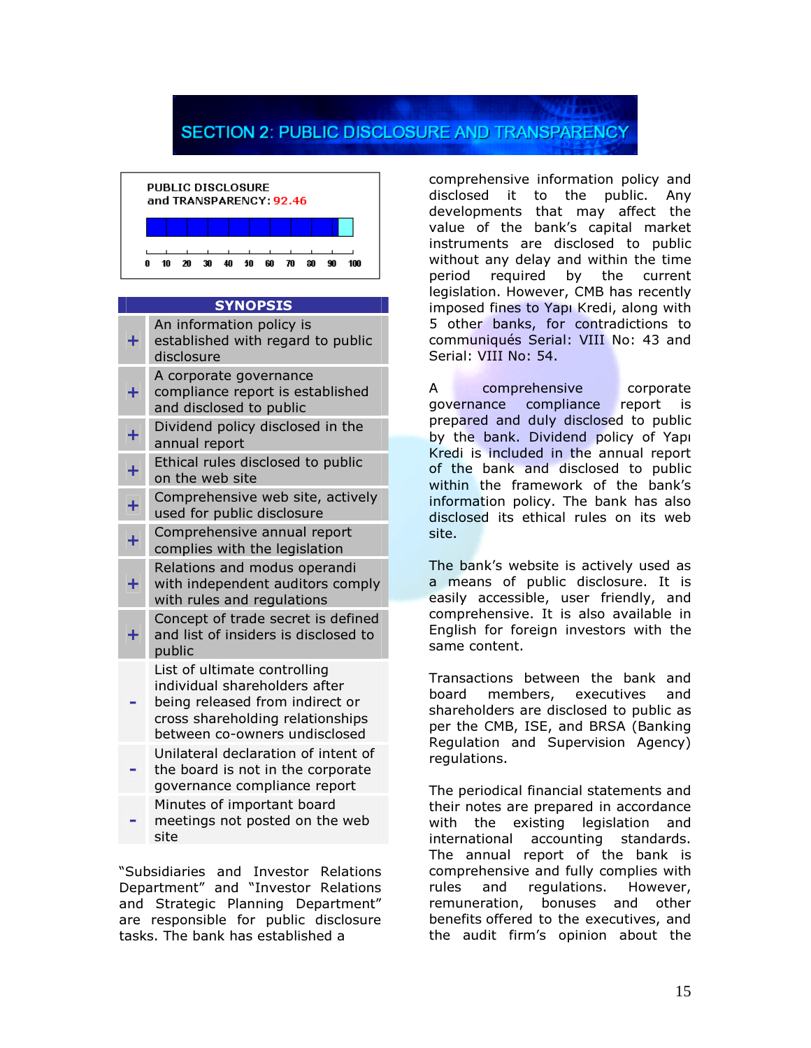# SECTION 2: PUBLIC DISCLOSURE AND TRANSPARENCY

**PUBLIC DISCLOSURE and TRANSPARENCY: 92.46**

| SYNOPSIS | |
|---|---|
| + | An information policy is established with regard to public disclosure |
| + | A corporate governance compliance report is established and disclosed to public |
| + | Dividend policy disclosed in the annual report |
| + | Ethical rules disclosed to public on the web site |
| + | Comprehensive web site, actively used for public disclosure |
| + | Comprehensive annual report complies with the legislation |
| + | Relations and modus operandi with independent auditors comply with rules and regulations |
| + | Concept of trade secret is defined and list of insiders is disclosed to public |
| - | List of ultimate controlling individual shareholders after being released from indirect or cross shareholding relationships between co-owners undisclosed |
| - | Unilateral declaration of intent of the board is not in the corporate governance compliance report |
| - | Minutes of important board meetings not posted on the web site |

"Subsidiaries and Investor Relations Department" and "Investor Relations and Strategic Planning Department" are responsible for public disclosure tasks. The bank has established a comprehensive information policy and disclosed it to the public. Any developments that may affect the value of the bank's capital market instruments are disclosed to public without any delay and within the time period required by the current legislation. However, CMB has recently imposed fines to Yapı Kredi, along with 5 other banks, for contradictions to communiqués Serial: VIII No: 43 and Serial: VIII No: 54.

A comprehensive corporate governance compliance report is prepared and duly disclosed to public by the bank. Dividend policy of Yapı Kredi is included in the annual report of the bank and disclosed to public within the framework of the bank's information policy. The bank has also disclosed its ethical rules on its web site.

The bank's website is actively used as a means of public disclosure. It is easily accessible, user friendly, and comprehensive. It is also available in English for foreign investors with the same content.

Transactions between the bank and board members, executives and shareholders are disclosed to public as per the CMB, ISE, and BRSA (Banking Regulation and Supervision Agency) regulations.

The periodical financial statements and their notes are prepared in accordance with the existing legislation and international accounting standards. The annual report of the bank is comprehensive and fully complies with rules and regulations. However, remuneration, bonuses and other benefits offered to the executives, and the audit firm's opinion about the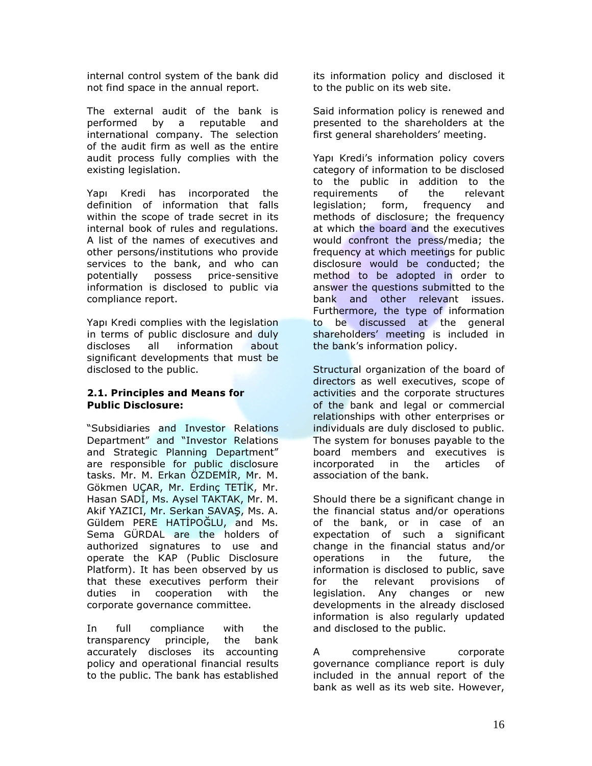internal control system of the bank did not find space in the annual report.

The external audit of the bank is performed by a reputable and international company. The selection of the audit firm as well as the entire audit process fully complies with the existing legislation.

Yapı Kredi has incorporated the definition of information that falls within the scope of trade secret in its internal book of rules and regulations. A list of the names of executives and other persons/institutions who provide services to the bank, and who can potentially possess price-sensitive information is disclosed to public via compliance report.

Yapı Kredi complies with the legislation in terms of public disclosure and duly discloses all information about significant developments that must be disclosed to the public.

**2.1. Principles and Means for Public Disclosure:**

"Subsidiaries and Investor Relations Department" and "Investor Relations and Strategic Planning Department" are responsible for public disclosure tasks. Mr. M. Erkan ÖZDEMİR, Mr. M. Gökmen UÇAR, Mr. Erdinç TETİK, Mr. Hasan SADİ, Ms. Aysel TAKTAK, Mr. M. Akif YAZICI, Mr. Serkan SAVAŞ, Ms. A. Güldem PERE HATİPOĞLU, and Ms. Sema GÜRDAL are the holders of authorized signatures to use and operate the KAP (Public Disclosure Platform). It has been observed by us that these executives perform their duties in cooperation with the corporate governance committee.

In full compliance with the transparency principle, the bank accurately discloses its accounting policy and operational financial results to the public. The bank has established its information policy and disclosed it to the public on its web site.

Said information policy is renewed and presented to the shareholders at the first general shareholders' meeting.

Yapı Kredi's information policy covers category of information to be disclosed to the public in addition to the requirements of the relevant legislation; form, frequency and methods of disclosure; the frequency at which the board and the executives would confront the press/media; the frequency at which meetings for public disclosure would be conducted; the method to be adopted in order to answer the questions submitted to the bank and other relevant issues. Furthermore, the type of information to be discussed at the general shareholders' meeting is included in the bank's information policy.

Structural organization of the board of directors as well executives, scope of activities and the corporate structures of the bank and legal or commercial relationships with other enterprises or individuals are duly disclosed to public. The system for bonuses payable to the board members and executives is incorporated in the articles of association of the bank.

Should there be a significant change in the financial status and/or operations of the bank, or in case of an expectation of such a significant change in the financial status and/or operations in the future, the information is disclosed to public, save for the relevant provisions of legislation. Any changes or new developments in the already disclosed information is also regularly updated and disclosed to the public.

A comprehensive corporate governance compliance report is duly included in the annual report of the bank as well as its web site. However,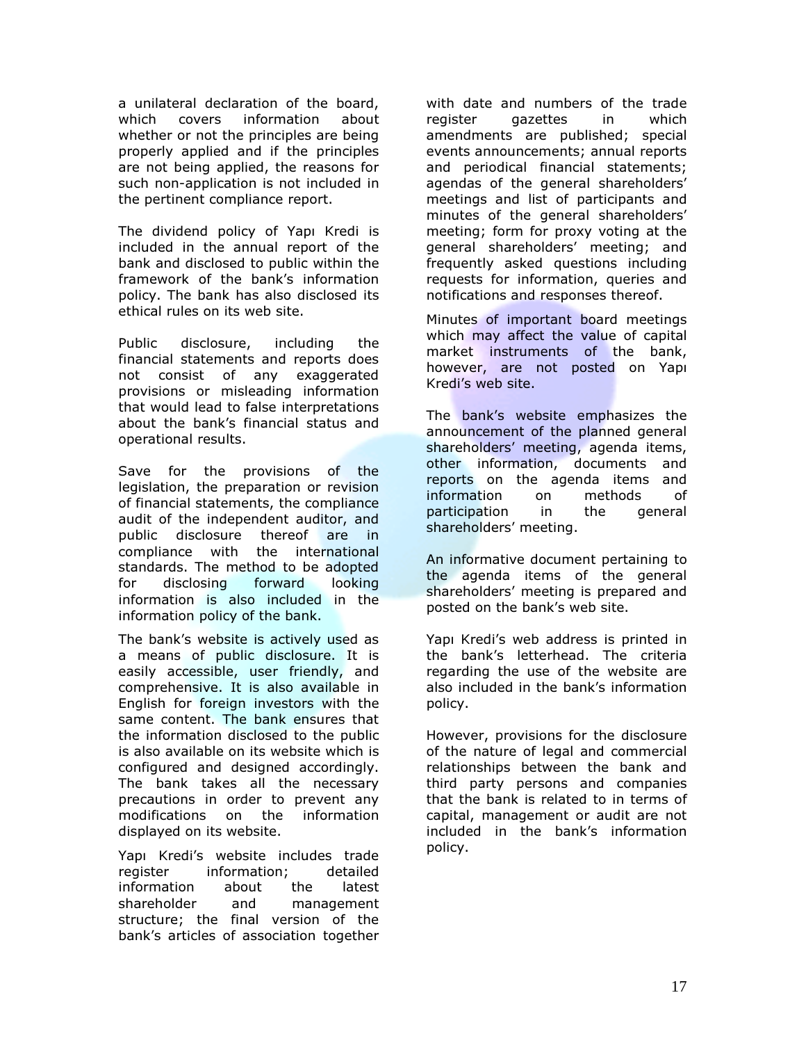a unilateral declaration of the board, which covers information about whether or not the principles are being properly applied and if the principles are not being applied, the reasons for such non-application is not included in the pertinent compliance report.

The dividend policy of Yapı Kredi is included in the annual report of the bank and disclosed to public within the framework of the bank's information policy. The bank has also disclosed its ethical rules on its web site.

Public disclosure, including the financial statements and reports does not consist of any exaggerated provisions or misleading information that would lead to false interpretations about the bank's financial status and operational results.

Save for the provisions of the legislation, the preparation or revision of financial statements, the compliance audit of the independent auditor, and public disclosure thereof are in compliance with the international standards. The method to be adopted for disclosing forward looking information is also included in the information policy of the bank.

The bank's website is actively used as a means of public disclosure. It is easily accessible, user friendly, and comprehensive. It is also available in English for foreign investors with the same content. The bank ensures that the information disclosed to the public is also available on its website which is configured and designed accordingly. The bank takes all the necessary precautions in order to prevent any modifications on the information displayed on its website.

Yapı Kredi's website includes trade register information; detailed information about the latest shareholder and management structure; the final version of the bank's articles of association together with date and numbers of the trade register gazettes in which amendments are published; special events announcements; annual reports and periodical financial statements; agendas of the general shareholders' meetings and list of participants and minutes of the general shareholders' meeting; form for proxy voting at the general shareholders' meeting; and frequently asked questions including requests for information, queries and notifications and responses thereof.

Minutes of important board meetings which may affect the value of capital market instruments of the bank, however, are not posted on Yapı Kredi's web site.

The bank's website emphasizes the announcement of the planned general shareholders' meeting, agenda items, other information, documents and reports on the agenda items and information on methods of participation in the general shareholders' meeting.

An informative document pertaining to the agenda items of the general shareholders' meeting is prepared and posted on the bank's web site.

Yapı Kredi's web address is printed in the bank's letterhead. The criteria regarding the use of the website are also included in the bank's information policy.

However, provisions for the disclosure of the nature of legal and commercial relationships between the bank and third party persons and companies that the bank is related to in terms of capital, management or audit are not included in the bank's information policy.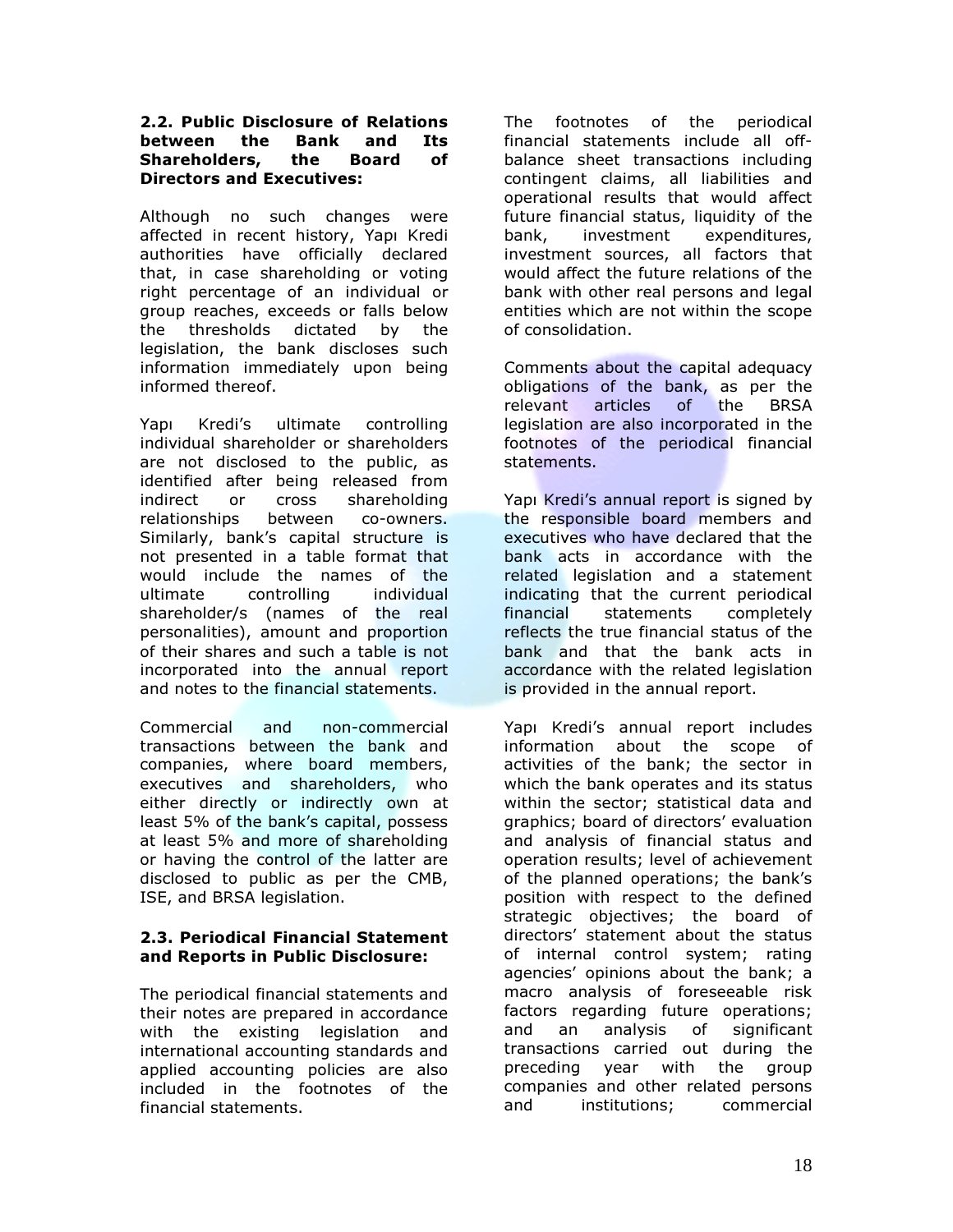### 2.2. Public Disclosure of Relations between the Bank and Its Shareholders, the Board of Directors and Executives:

Although no such changes were affected in recent history, Yapı Kredi authorities have officially declared that, in case shareholding or voting right percentage of an individual or group reaches, exceeds or falls below the thresholds dictated by the legislation, the bank discloses such information immediately upon being informed thereof.

Yapı Kredi's ultimate controlling individual shareholder or shareholders are not disclosed to the public, as identified after being released from indirect or cross shareholding relationships between co-owners. Similarly, bank's capital structure is not presented in a table format that would include the names of the ultimate controlling individual shareholder/s (names of the real personalities), amount and proportion of their shares and such a table is not incorporated into the annual report and notes to the financial statements.

Commercial and non-commercial transactions between the bank and companies, where board members, executives and shareholders, who either directly or indirectly own at least 5% of the bank's capital, possess at least 5% and more of shareholding or having the control of the latter are disclosed to public as per the CMB, ISE, and BRSA legislation.

### 2.3. Periodical Financial Statement and Reports in Public Disclosure:

The periodical financial statements and their notes are prepared in accordance with the existing legislation and international accounting standards and applied accounting policies are also included in the footnotes of the financial statements.

The footnotes of the periodical financial statements include all off-balance sheet transactions including contingent claims, all liabilities and operational results that would affect future financial status, liquidity of the bank, investment expenditures, investment sources, all factors that would affect the future relations of the bank with other real persons and legal entities which are not within the scope of consolidation.

Comments about the capital adequacy obligations of the bank, as per the relevant articles of the BRSA legislation are also incorporated in the footnotes of the periodical financial statements.

Yapı Kredi's annual report is signed by the responsible board members and executives who have declared that the bank acts in accordance with the related legislation and a statement indicating that the current periodical financial statements completely reflects the true financial status of the bank and that the bank acts in accordance with the related legislation is provided in the annual report.

Yapı Kredi's annual report includes information about the scope of activities of the bank; the sector in which the bank operates and its status within the sector; statistical data and graphics; board of directors' evaluation and analysis of financial status and operation results; level of achievement of the planned operations; the bank's position with respect to the defined strategic objectives; the board of directors' statement about the status of internal control system; rating agencies' opinions about the bank; a macro analysis of foreseeable risk factors regarding future operations; and an analysis of significant transactions carried out during the preceding year with the group companies and other related persons and institutions; commercial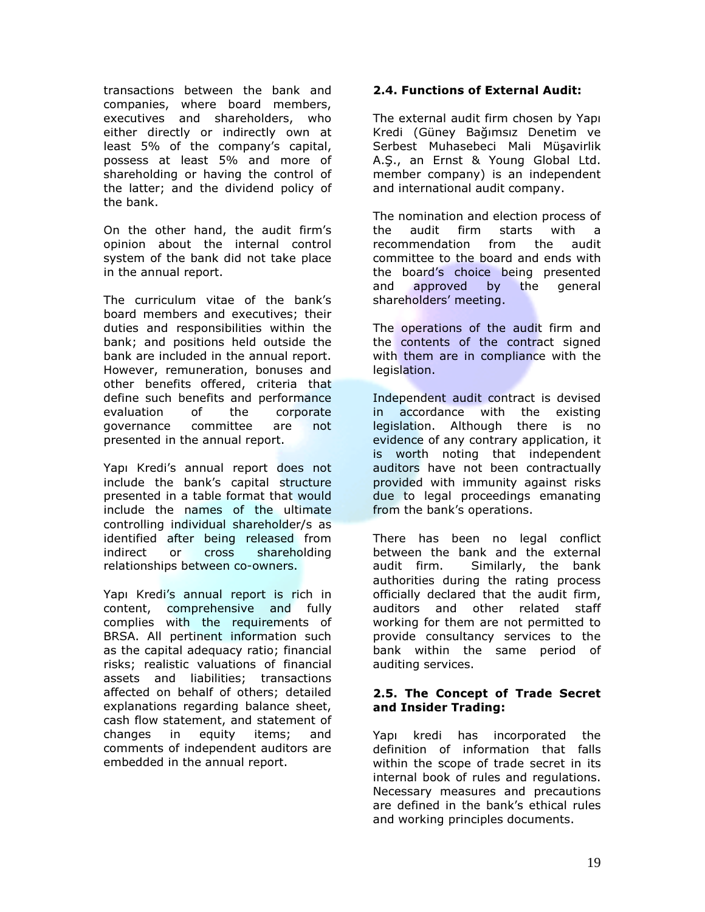transactions between the bank and companies, where board members, executives and shareholders, who either directly or indirectly own at least 5% of the company's capital, possess at least 5% and more of shareholding or having the control of the latter; and the dividend policy of the bank.

On the other hand, the audit firm's opinion about the internal control system of the bank did not take place in the annual report.

The curriculum vitae of the bank's board members and executives; their duties and responsibilities within the bank; and positions held outside the bank are included in the annual report. However, remuneration, bonuses and other benefits offered, criteria that define such benefits and performance evaluation of the corporate governance committee are not presented in the annual report.

Yapı Kredi's annual report does not include the bank's capital structure presented in a table format that would include the names of the ultimate controlling individual shareholder/s as identified after being released from indirect or cross shareholding relationships between co-owners.

Yapı Kredi's annual report is rich in content, comprehensive and fully complies with the requirements of BRSA. All pertinent information such as the capital adequacy ratio; financial risks; realistic valuations of financial assets and liabilities; transactions affected on behalf of others; detailed explanations regarding balance sheet, cash flow statement, and statement of changes in equity items; and comments of independent auditors are embedded in the annual report.

**2.4. Functions of External Audit:**

The external audit firm chosen by Yapı Kredi (Güney Bağımsız Denetim ve Serbest Muhasebeci Mali Müşavirlik A.Ş., an Ernst & Young Global Ltd. member company) is an independent and international audit company.

The nomination and election process of the audit firm starts with a recommendation from the audit committee to the board and ends with the board's choice being presented and approved by the general shareholders' meeting.

The operations of the audit firm and the contents of the contract signed with them are in compliance with the legislation.

Independent audit contract is devised in accordance with the existing legislation. Although there is no evidence of any contrary application, it is worth noting that independent auditors have not been contractually provided with immunity against risks due to legal proceedings emanating from the bank's operations.

There has been no legal conflict between the bank and the external audit firm. Similarly, the bank authorities during the rating process officially declared that the audit firm, auditors and other related staff working for them are not permitted to provide consultancy services to the bank within the same period of auditing services.

**2.5. The Concept of Trade Secret and Insider Trading:**

Yapı kredi has incorporated the definition of information that falls within the scope of trade secret in its internal book of rules and regulations. Necessary measures and precautions are defined in the bank's ethical rules and working principles documents.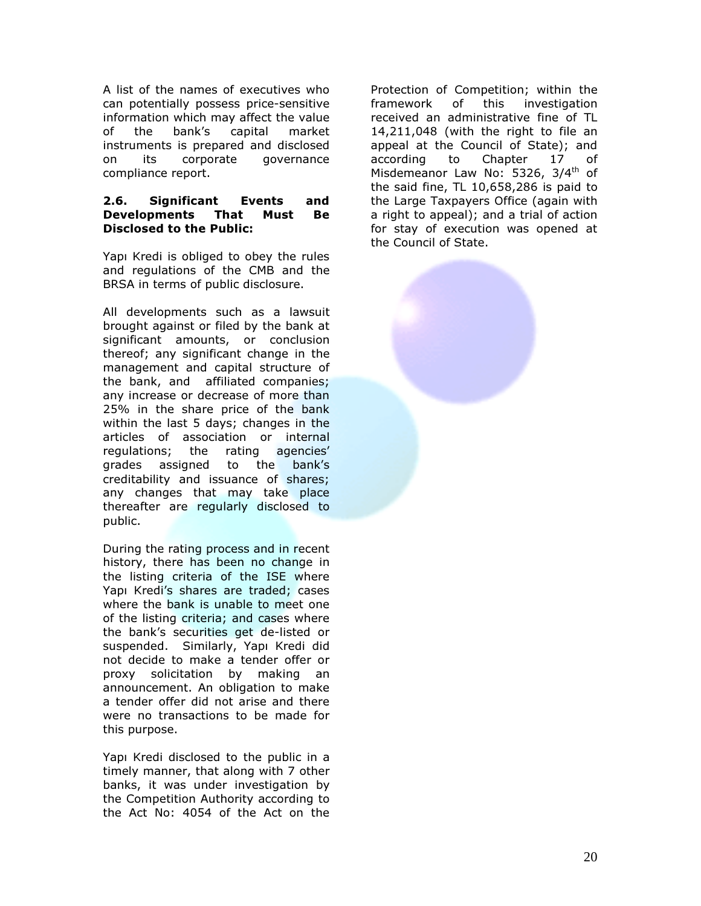A list of the names of executives who can potentially possess price-sensitive information which may affect the value of the bank's capital market instruments is prepared and disclosed on its corporate governance compliance report.

**2.6. Significant Events and Developments That Must Be Disclosed to the Public:**

Yapı Kredi is obliged to obey the rules and regulations of the CMB and the BRSA in terms of public disclosure.

All developments such as a lawsuit brought against or filed by the bank at significant amounts, or conclusion thereof; any significant change in the management and capital structure of the bank, and affiliated companies; any increase or decrease of more than 25% in the share price of the bank within the last 5 days; changes in the articles of association or internal regulations; the rating agencies' grades assigned to the bank's creditability and issuance of shares; any changes that may take place thereafter are regularly disclosed to public.

During the rating process and in recent history, there has been no change in the listing criteria of the ISE where Yapı Kredi's shares are traded; cases where the bank is unable to meet one of the listing criteria; and cases where the bank's securities get de-listed or suspended. Similarly, Yapı Kredi did not decide to make a tender offer or proxy solicitation by making an announcement. An obligation to make a tender offer did not arise and there were no transactions to be made for this purpose.

Yapı Kredi disclosed to the public in a timely manner, that along with 7 other banks, it was under investigation by the Competition Authority according to the Act No: 4054 of the Act on the Protection of Competition; within the framework of this investigation received an administrative fine of TL 14,211,048 (with the right to file an appeal at the Council of State); and according to Chapter 17 of Misdemeanor Law No: 5326, 3/4th of the said fine, TL 10,658,286 is paid to the Large Taxpayers Office (again with a right to appeal); and a trial of action for stay of execution was opened at the Council of State.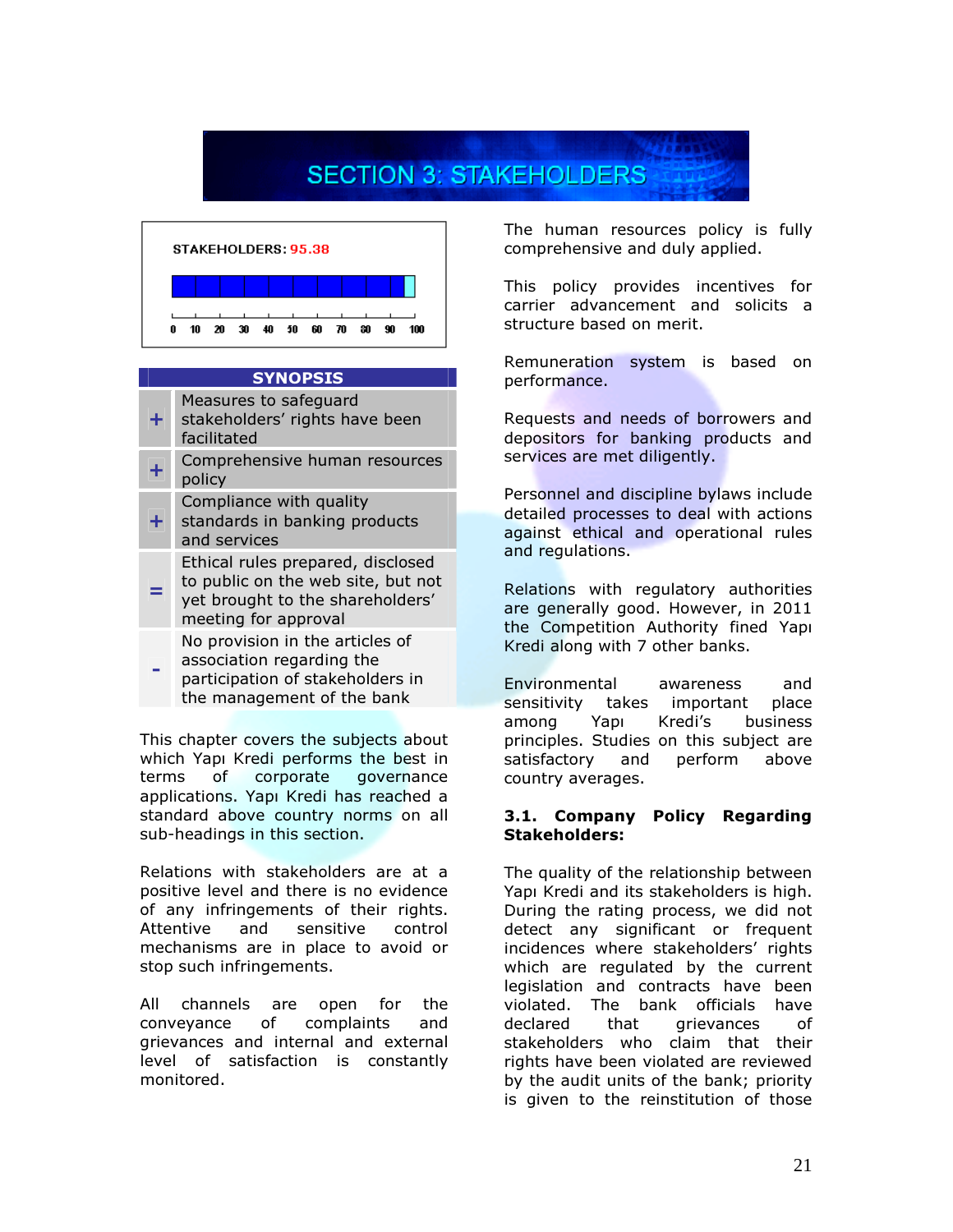# SECTION 3: STAKEHOLDERS

STAKEHOLDERS: 95.38

| SYNOPSIS | |
|---|---|
| + | Measures to safeguard stakeholders' rights have been facilitated |
| + | Comprehensive human resources policy |
| + | Compliance with quality standards in banking products and services |
| = | Ethical rules prepared, disclosed to public on the web site, but not yet brought to the shareholders' meeting for approval |
| - | No provision in the articles of association regarding the participation of stakeholders in the management of the bank |

This chapter covers the subjects about which Yapı Kredi performs the best in terms of corporate governance applications. Yapı Kredi has reached a standard above country norms on all sub-headings in this section.

Relations with stakeholders are at a positive level and there is no evidence of any infringements of their rights. Attentive and sensitive control mechanisms are in place to avoid or stop such infringements.

All channels are open for the conveyance of complaints and grievances and internal and external level of satisfaction is constantly monitored.

The human resources policy is fully comprehensive and duly applied.

This policy provides incentives for carrier advancement and solicits a structure based on merit.

Remuneration system is based on performance.

Requests and needs of borrowers and depositors for banking products and services are met diligently.

Personnel and discipline bylaws include detailed processes to deal with actions against ethical and operational rules and regulations.

Relations with regulatory authorities are generally good. However, in 2011 the Competition Authority fined Yapı Kredi along with 7 other banks.

Environmental awareness and sensitivity takes important place among Yapı Kredi's business principles. Studies on this subject are satisfactory and perform above country averages.

**3.1. Company Policy Regarding Stakeholders:**

The quality of the relationship between Yapı Kredi and its stakeholders is high. During the rating process, we did not detect any significant or frequent incidences where stakeholders' rights which are regulated by the current legislation and contracts have been violated. The bank officials have declared that grievances of stakeholders who claim that their rights have been violated are reviewed by the audit units of the bank; priority is given to the reinstitution of those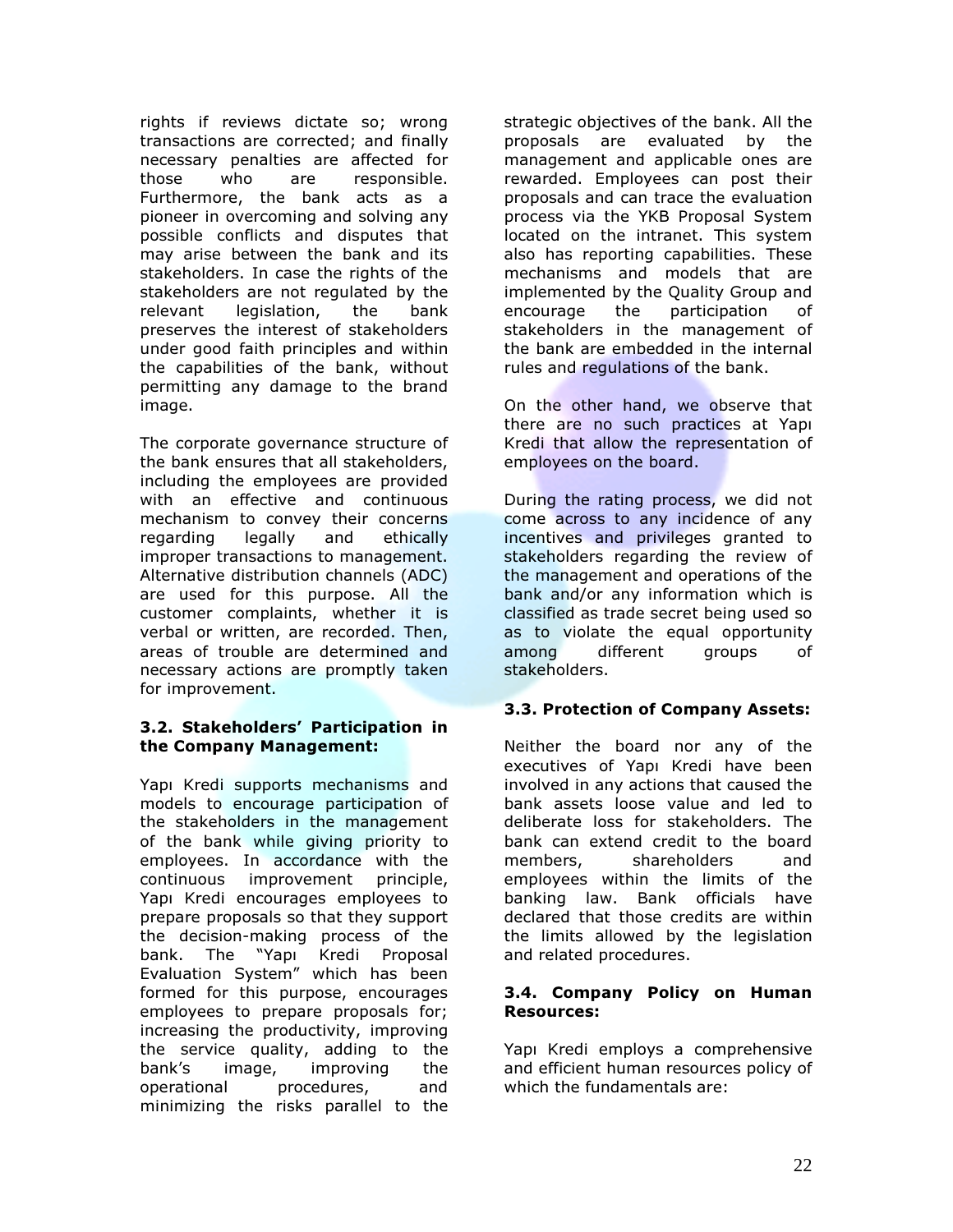rights if reviews dictate so; wrong transactions are corrected; and finally necessary penalties are affected for those who are responsible. Furthermore, the bank acts as a pioneer in overcoming and solving any possible conflicts and disputes that may arise between the bank and its stakeholders. In case the rights of the stakeholders are not regulated by the relevant legislation, the bank preserves the interest of stakeholders under good faith principles and within the capabilities of the bank, without permitting any damage to the brand image.

The corporate governance structure of the bank ensures that all stakeholders, including the employees are provided with an effective and continuous mechanism to convey their concerns regarding legally and ethically improper transactions to management. Alternative distribution channels (ADC) are used for this purpose. All the customer complaints, whether it is verbal or written, are recorded. Then, areas of trouble are determined and necessary actions are promptly taken for improvement.

### 3.2. Stakeholders' Participation in the Company Management:

Yapı Kredi supports mechanisms and models to encourage participation of the stakeholders in the management of the bank while giving priority to employees. In accordance with the continuous improvement principle, Yapı Kredi encourages employees to prepare proposals so that they support the decision-making process of the bank. The "Yapı Kredi Proposal Evaluation System" which has been formed for this purpose, encourages employees to prepare proposals for; increasing the productivity, improving the service quality, adding to the bank's image, improving the operational procedures, and minimizing the risks parallel to the strategic objectives of the bank. All the proposals are evaluated by the management and applicable ones are rewarded. Employees can post their proposals and can trace the evaluation process via the YKB Proposal System located on the intranet. This system also has reporting capabilities. These mechanisms and models that are implemented by the Quality Group and encourage the participation of stakeholders in the management of the bank are embedded in the internal rules and regulations of the bank.

On the other hand, we observe that there are no such practices at Yapı Kredi that allow the representation of employees on the board.

During the rating process, we did not come across to any incidence of any incentives and privileges granted to stakeholders regarding the review of the management and operations of the bank and/or any information which is classified as trade secret being used so as to violate the equal opportunity among different groups of stakeholders.

### 3.3. Protection of Company Assets:

Neither the board nor any of the executives of Yapı Kredi have been involved in any actions that caused the bank assets loose value and led to deliberate loss for stakeholders. The bank can extend credit to the board members, shareholders and employees within the limits of the banking law. Bank officials have declared that those credits are within the limits allowed by the legislation and related procedures.

### 3.4. Company Policy on Human Resources:

Yapı Kredi employs a comprehensive and efficient human resources policy of which the fundamentals are: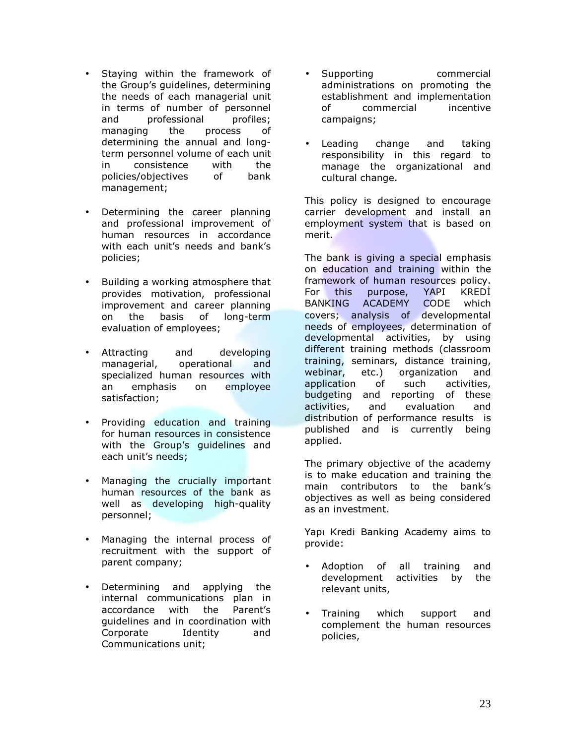- Staying within the framework of the Group's guidelines, determining the needs of each managerial unit in terms of number of personnel and professional profiles; managing the process of determining the annual and long-term personnel volume of each unit in consistence with the policies/objectives of bank management;

- Determining the career planning and professional improvement of human resources in accordance with each unit's needs and bank's policies;

- Building a working atmosphere that provides motivation, professional improvement and career planning on the basis of long-term evaluation of employees;

- Attracting and developing managerial, operational and specialized human resources with an emphasis on employee satisfaction;

- Providing education and training for human resources in consistence with the Group's guidelines and each unit's needs;

- Managing the crucially important human resources of the bank as well as developing high-quality personnel;

- Managing the internal process of recruitment with the support of parent company;

- Determining and applying the internal communications plan in accordance with the Parent's guidelines and in coordination with Corporate Identity and Communications unit;

- Supporting commercial administrations on promoting the establishment and implementation of commercial incentive campaigns;

- Leading change and taking responsibility in this regard to manage the organizational and cultural change.

This policy is designed to encourage carrier development and install an employment system that is based on merit.

The bank is giving a special emphasis on education and training within the framework of human resources policy. For this purpose, YAPI KREDİ BANKING ACADEMY CODE which covers; analysis of developmental needs of employees, determination of developmental activities, by using different training methods (classroom training, seminars, distance training, webinar, etc.) organization and application of such activities, budgeting and reporting of these activities, and evaluation and distribution of performance results is published and is currently being applied.

The primary objective of the academy is to make education and training the main contributors to the bank's objectives as well as being considered as an investment.

Yapı Kredi Banking Academy aims to provide:

- Adoption of all training and development activities by the relevant units,

- Training which support and complement the human resources policies,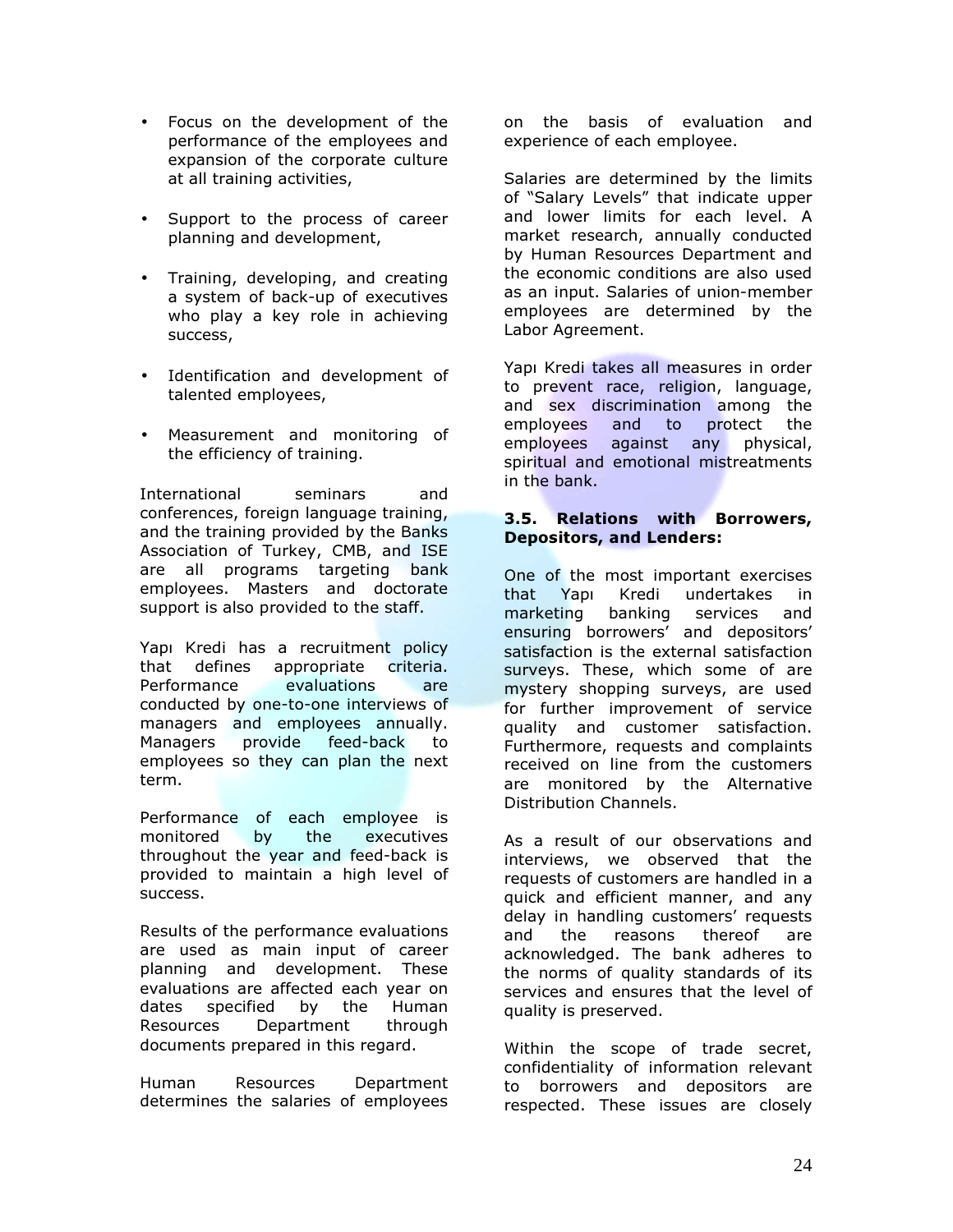- Focus on the development of the performance of the employees and expansion of the corporate culture at all training activities,
- Support to the process of career planning and development,
- Training, developing, and creating a system of back-up of executives who play a key role in achieving success,
- Identification and development of talented employees,
- Measurement and monitoring of the efficiency of training.

International seminars and conferences, foreign language training, and the training provided by the Banks Association of Turkey, CMB, and ISE are all programs targeting bank employees. Masters and doctorate support is also provided to the staff.

Yapı Kredi has a recruitment policy that defines appropriate criteria. Performance evaluations are conducted by one-to-one interviews of managers and employees annually. Managers provide feed-back to employees so they can plan the next term.

Performance of each employee is monitored by the executives throughout the year and feed-back is provided to maintain a high level of success.

Results of the performance evaluations are used as main input of career planning and development. These evaluations are affected each year on dates specified by the Human Resources Department through documents prepared in this regard.

Human Resources Department determines the salaries of employees on the basis of evaluation and experience of each employee.

Salaries are determined by the limits of "Salary Levels" that indicate upper and lower limits for each level. A market research, annually conducted by Human Resources Department and the economic conditions are also used as an input. Salaries of union-member employees are determined by the Labor Agreement.

Yapı Kredi takes all measures in order to prevent race, religion, language, and sex discrimination among the employees and to protect the employees against any physical, spiritual and emotional mistreatments in the bank.

### 3.5. Relations with Borrowers, Depositors, and Lenders:

One of the most important exercises that Yapı Kredi undertakes in marketing banking services and ensuring borrowers' and depositors' satisfaction is the external satisfaction surveys. These, which some of are mystery shopping surveys, are used for further improvement of service quality and customer satisfaction. Furthermore, requests and complaints received on line from the customers are monitored by the Alternative Distribution Channels.

As a result of our observations and interviews, we observed that the requests of customers are handled in a quick and efficient manner, and any delay in handling customers' requests and the reasons thereof are acknowledged. The bank adheres to the norms of quality standards of its services and ensures that the level of quality is preserved.

Within the scope of trade secret, confidentiality of information relevant to borrowers and depositors are respected. These issues are closely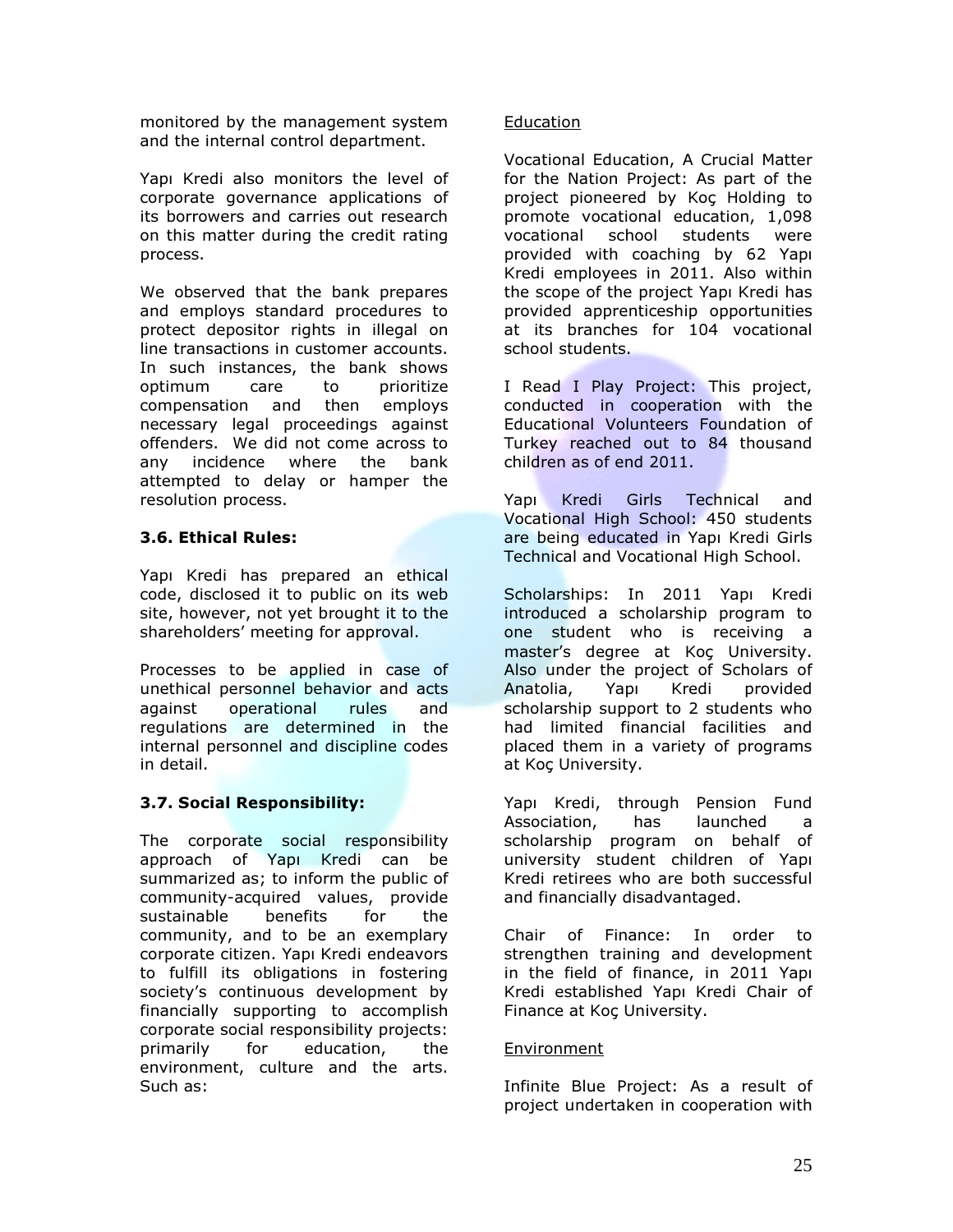monitored by the management system and the internal control department.

Yapı Kredi also monitors the level of corporate governance applications of its borrowers and carries out research on this matter during the credit rating process.

We observed that the bank prepares and employs standard procedures to protect depositor rights in illegal on line transactions in customer accounts. In such instances, the bank shows optimum care to prioritize compensation and then employs necessary legal proceedings against offenders. We did not come across to any incidence where the bank attempted to delay or hamper the resolution process.

### 3.6. Ethical Rules:

Yapı Kredi has prepared an ethical code, disclosed it to public on its web site, however, not yet brought it to the shareholders' meeting for approval.

Processes to be applied in case of unethical personnel behavior and acts against operational rules and regulations are determined in the internal personnel and discipline codes in detail.

### 3.7. Social Responsibility:

The corporate social responsibility approach of Yapı Kredi can be summarized as; to inform the public of community-acquired values, provide sustainable benefits for the community, and to be an exemplary corporate citizen. Yapı Kredi endeavors to fulfill its obligations in fostering society's continuous development by financially supporting to accomplish corporate social responsibility projects: primarily for education, the environment, culture and the arts. Such as:

Education

Vocational Education, A Crucial Matter for the Nation Project: As part of the project pioneered by Koç Holding to promote vocational education, 1,098 vocational school students were provided with coaching by 62 Yapı Kredi employees in 2011. Also within the scope of the project Yapı Kredi has provided apprenticeship opportunities at its branches for 104 vocational school students.

I Read I Play Project: This project, conducted in cooperation with the Educational Volunteers Foundation of Turkey reached out to 84 thousand children as of end 2011.

Yapı Kredi Girls Technical and Vocational High School: 450 students are being educated in Yapı Kredi Girls Technical and Vocational High School.

Scholarships: In 2011 Yapı Kredi introduced a scholarship program to one student who is receiving a master's degree at Koç University. Also under the project of Scholars of Anatolia, Yapı Kredi provided scholarship support to 2 students who had limited financial facilities and placed them in a variety of programs at Koç University.

Yapı Kredi, through Pension Fund Association, has launched a scholarship program on behalf of university student children of Yapı Kredi retirees who are both successful and financially disadvantaged.

Chair of Finance: In order to strengthen training and development in the field of finance, in 2011 Yapı Kredi established Yapı Kredi Chair of Finance at Koç University.

Environment

Infinite Blue Project: As a result of project undertaken in cooperation with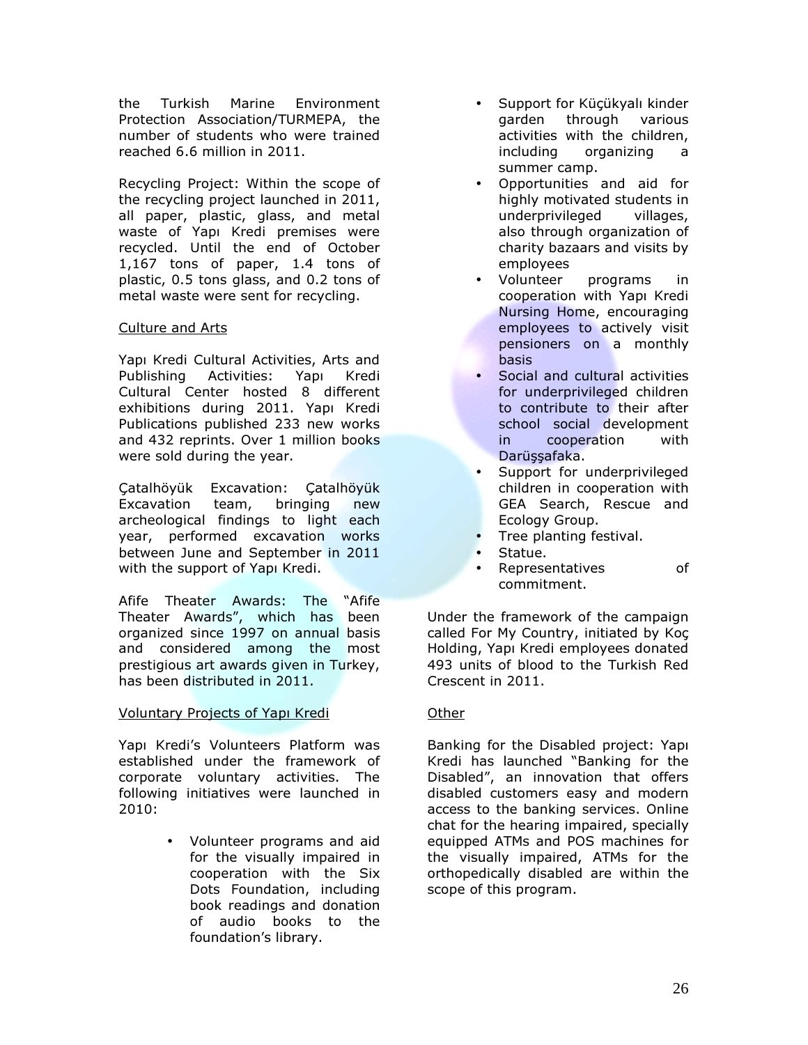the Turkish Marine Environment Protection Association/TURMEPA, the number of students who were trained reached 6.6 million in 2011.

Recycling Project: Within the scope of the recycling project launched in 2011, all paper, plastic, glass, and metal waste of Yapı Kredi premises were recycled. Until the end of October 1,167 tons of paper, 1.4 tons of plastic, 0.5 tons glass, and 0.2 tons of metal waste were sent for recycling.

Culture and Arts

Yapı Kredi Cultural Activities, Arts and Publishing Activities: Yapı Kredi Cultural Center hosted 8 different exhibitions during 2011. Yapı Kredi Publications published 233 new works and 432 reprints. Over 1 million books were sold during the year.

Çatalhöyük Excavation: Çatalhöyük Excavation team, bringing new archeological findings to light each year, performed excavation works between June and September in 2011 with the support of Yapı Kredi.

Afife Theater Awards: The "Afife Theater Awards", which has been organized since 1997 on annual basis and considered among the most prestigious art awards given in Turkey, has been distributed in 2011.

Voluntary Projects of Yapı Kredi

Yapı Kredi's Volunteers Platform was established under the framework of corporate voluntary activities. The following initiatives were launched in 2010:

- Volunteer programs and aid for the visually impaired in cooperation with the Six Dots Foundation, including book readings and donation of audio books to the foundation's library.
- Support for Küçükyalı kinder garden through various activities with the children, including organizing a summer camp.
- Opportunities and aid for highly motivated students in underprivileged villages, also through organization of charity bazaars and visits by employees
- Volunteer programs in cooperation with Yapı Kredi Nursing Home, encouraging employees to actively visit pensioners on a monthly basis
- Social and cultural activities for underprivileged children to contribute to their after school social development in cooperation with Darüşşafaka.
- Support for underprivileged children in cooperation with GEA Search, Rescue and Ecology Group.
- Tree planting festival.
- Statue.
- Representatives of commitment.

Under the framework of the campaign called For My Country, initiated by Koç Holding, Yapı Kredi employees donated 493 units of blood to the Turkish Red Crescent in 2011.

Other

Banking for the Disabled project: Yapı Kredi has launched "Banking for the Disabled", an innovation that offers disabled customers easy and modern access to the banking services. Online chat for the hearing impaired, specially equipped ATMs and POS machines for the visually impaired, ATMs for the orthopedically disabled are within the scope of this program.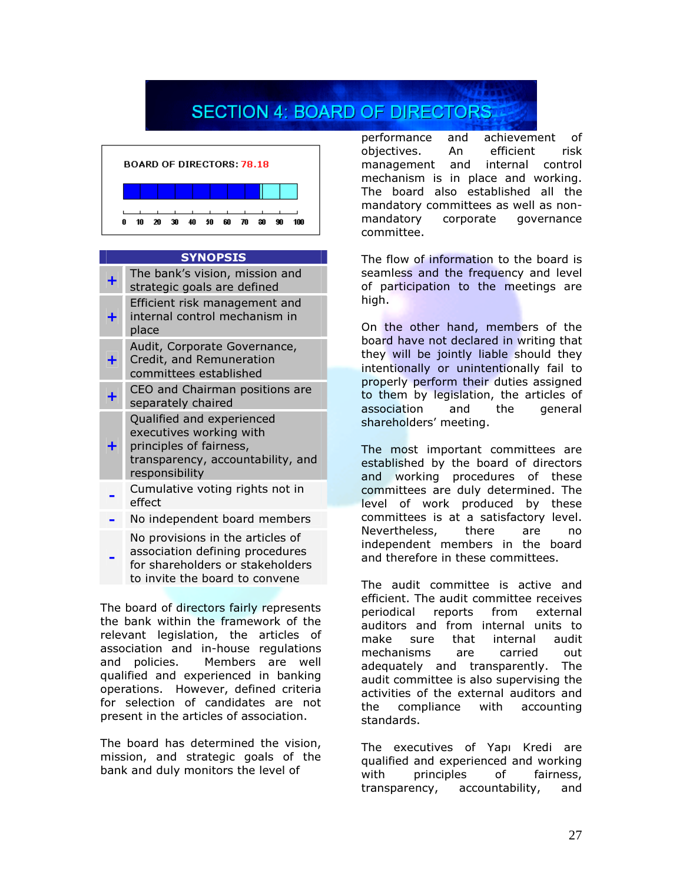# SECTION 4: BOARD OF DIRECTORS

BOARD OF DIRECTORS: 78.18

0 10 20 30 40 50 60 70 80 90 100

| | SYNOPSIS |
|---|---|
| + | The bank's vision, mission and strategic goals are defined |
| + | Efficient risk management and internal control mechanism in place |
| + | Audit, Corporate Governance, Credit, and Remuneration committees established |
| + | CEO and Chairman positions are separately chaired |
| + | Qualified and experienced executives working with principles of fairness, transparency, accountability, and responsibility |
| - | Cumulative voting rights not in effect |
| - | No independent board members |
| - | No provisions in the articles of association defining procedures for shareholders or stakeholders to invite the board to convene |

The board of directors fairly represents the bank within the framework of the relevant legislation, the articles of association and in-house regulations and policies. Members are well qualified and experienced in banking operations. However, defined criteria for selection of candidates are not present in the articles of association.

The board has determined the vision, mission, and strategic goals of the bank and duly monitors the level of performance and achievement of objectives. An efficient risk management and internal control mechanism is in place and working. The board also established all the mandatory committees as well as non-mandatory corporate governance committee.

The flow of information to the board is seamless and the frequency and level of participation to the meetings are high.

On the other hand, members of the board have not declared in writing that they will be jointly liable should they intentionally or unintentionally fail to properly perform their duties assigned to them by legislation, the articles of association and the general shareholders' meeting.

The most important committees are established by the board of directors and working procedures of these committees are duly determined. The level of work produced by these committees is at a satisfactory level. Nevertheless, there are no independent members in the board and therefore in these committees.

The audit committee is active and efficient. The audit committee receives periodical reports from external auditors and from internal units to make sure that internal audit mechanisms are carried out adequately and transparently. The audit committee is also supervising the activities of the external auditors and the compliance with accounting standards.

The executives of Yapı Kredi are qualified and experienced and working with principles of fairness, transparency, accountability, and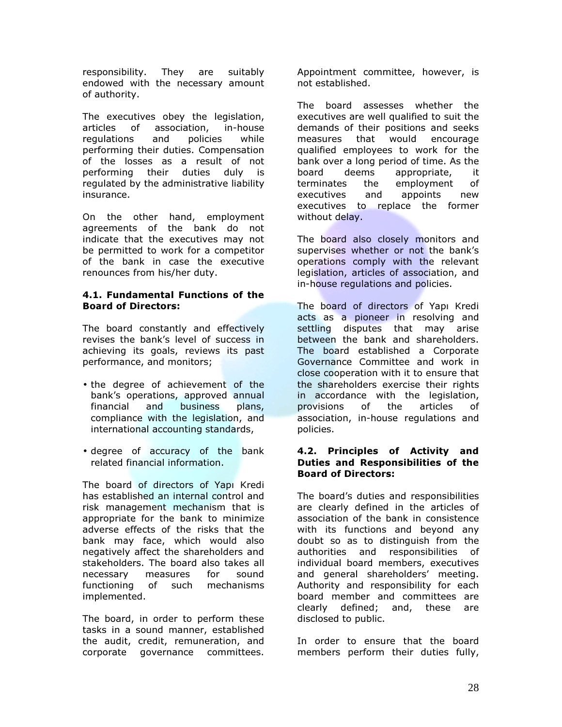responsibility. They are suitably endowed with the necessary amount of authority.

The executives obey the legislation, articles of association, in-house regulations and policies while performing their duties. Compensation of the losses as a result of not performing their duties duly is regulated by the administrative liability insurance.

On the other hand, employment agreements of the bank do not indicate that the executives may not be permitted to work for a competitor of the bank in case the executive renounces from his/her duty.

**4.1. Fundamental Functions of the Board of Directors:**

The board constantly and effectively revises the bank's level of success in achieving its goals, reviews its past performance, and monitors;

- the degree of achievement of the bank's operations, approved annual financial and business plans, compliance with the legislation, and international accounting standards,
- degree of accuracy of the bank related financial information.

The board of directors of Yapı Kredi has established an internal control and risk management mechanism that is appropriate for the bank to minimize adverse effects of the risks that the bank may face, which would also negatively affect the shareholders and stakeholders. The board also takes all necessary measures for sound functioning of such mechanisms implemented.

The board, in order to perform these tasks in a sound manner, established the audit, credit, remuneration, and corporate governance committees. Appointment committee, however, is not established.

The board assesses whether the executives are well qualified to suit the demands of their positions and seeks measures that would encourage qualified employees to work for the bank over a long period of time. As the board deems appropriate, it terminates the employment of executives and appoints new executives to replace the former without delay.

The board also closely monitors and supervises whether or not the bank's operations comply with the relevant legislation, articles of association, and in-house regulations and policies.

The board of directors of Yapı Kredi acts as a pioneer in resolving and settling disputes that may arise between the bank and shareholders. The board established a Corporate Governance Committee and work in close cooperation with it to ensure that the shareholders exercise their rights in accordance with the legislation, provisions of the articles of association, in-house regulations and policies.

**4.2. Principles of Activity and Duties and Responsibilities of the Board of Directors:**

The board's duties and responsibilities are clearly defined in the articles of association of the bank in consistence with its functions and beyond any doubt so as to distinguish from the authorities and responsibilities of individual board members, executives and general shareholders' meeting. Authority and responsibility for each board member and committees are clearly defined; and, these are disclosed to public.

In order to ensure that the board members perform their duties fully,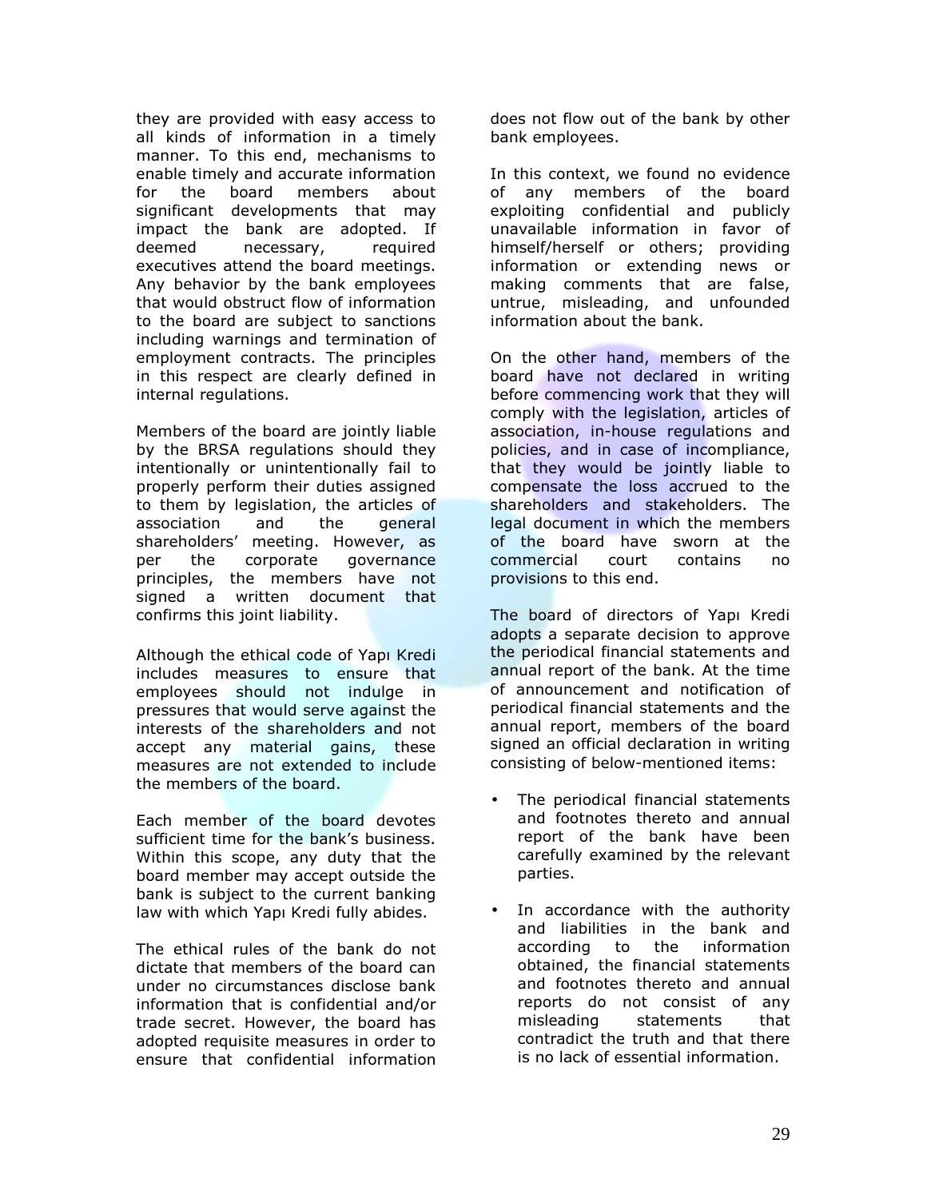they are provided with easy access to all kinds of information in a timely manner. To this end, mechanisms to enable timely and accurate information for the board members about significant developments that may impact the bank are adopted. If deemed necessary, required executives attend the board meetings. Any behavior by the bank employees that would obstruct flow of information to the board are subject to sanctions including warnings and termination of employment contracts. The principles in this respect are clearly defined in internal regulations.

Members of the board are jointly liable by the BRSA regulations should they intentionally or unintentionally fail to properly perform their duties assigned to them by legislation, the articles of association and the general shareholders' meeting. However, as per the corporate governance principles, the members have not signed a written document that confirms this joint liability.

Although the ethical code of Yapı Kredi includes measures to ensure that employees should not indulge in pressures that would serve against the interests of the shareholders and not accept any material gains, these measures are not extended to include the members of the board.

Each member of the board devotes sufficient time for the bank's business. Within this scope, any duty that the board member may accept outside the bank is subject to the current banking law with which Yapı Kredi fully abides.

The ethical rules of the bank do not dictate that members of the board can under no circumstances disclose bank information that is confidential and/or trade secret. However, the board has adopted requisite measures in order to ensure that confidential information does not flow out of the bank by other bank employees.

In this context, we found no evidence of any members of the board exploiting confidential and publicly unavailable information in favor of himself/herself or others; providing information or extending news or making comments that are false, untrue, misleading, and unfounded information about the bank.

On the other hand, members of the board have not declared in writing before commencing work that they will comply with the legislation, articles of association, in-house regulations and policies, and in case of incompliance, that they would be jointly liable to compensate the loss accrued to the shareholders and stakeholders. The legal document in which the members of the board have sworn at the commercial court contains no provisions to this end.

The board of directors of Yapı Kredi adopts a separate decision to approve the periodical financial statements and annual report of the bank. At the time of announcement and notification of periodical financial statements and the annual report, members of the board signed an official declaration in writing consisting of below-mentioned items:

- The periodical financial statements and footnotes thereto and annual report of the bank have been carefully examined by the relevant parties.
- In accordance with the authority and liabilities in the bank and according to the information obtained, the financial statements and footnotes thereto and annual reports do not consist of any misleading statements that contradict the truth and that there is no lack of essential information.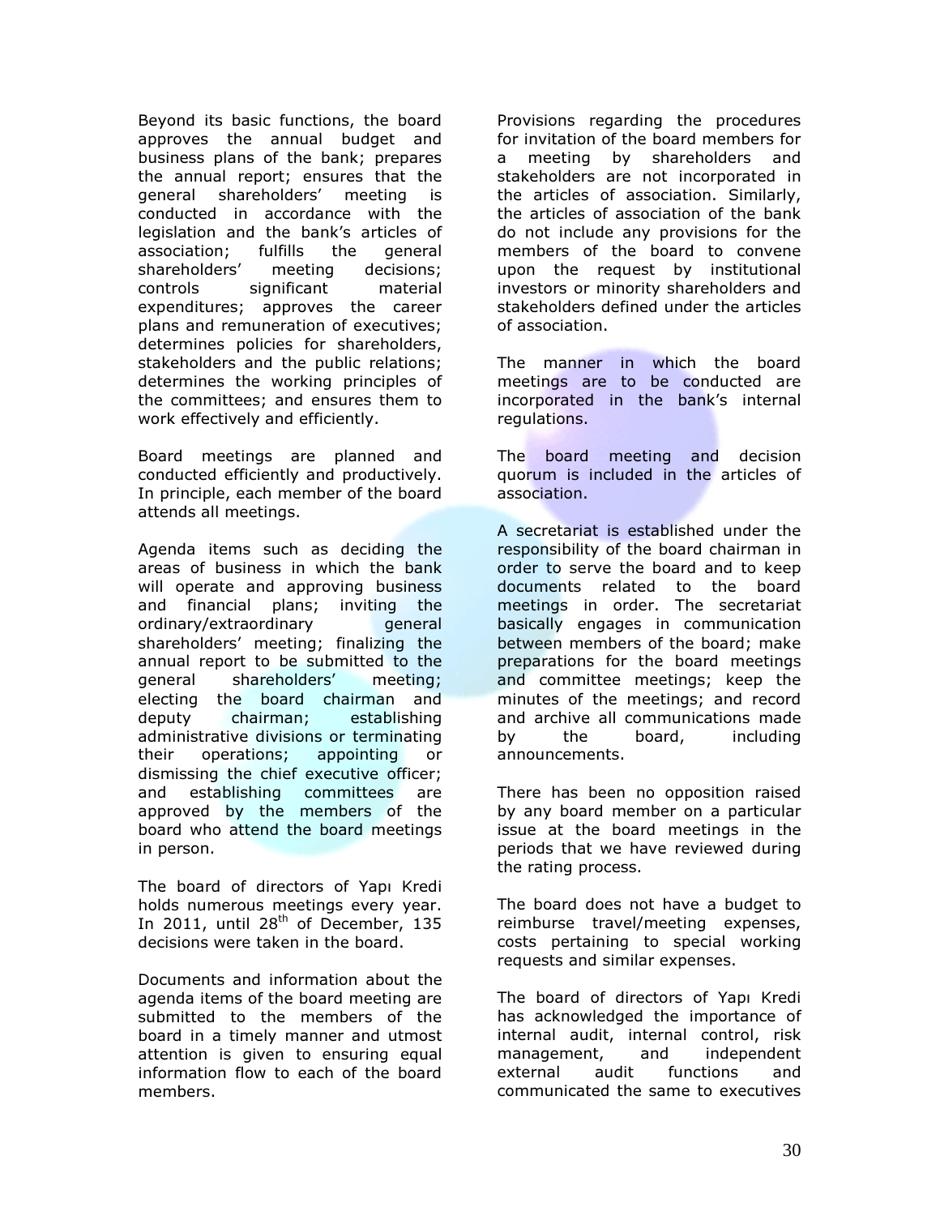Beyond its basic functions, the board approves the annual budget and business plans of the bank; prepares the annual report; ensures that the general shareholders' meeting is conducted in accordance with the legislation and the bank's articles of association; fulfills the general shareholders' meeting decisions; controls significant material expenditures; approves the career plans and remuneration of executives; determines policies for shareholders, stakeholders and the public relations; determines the working principles of the committees; and ensures them to work effectively and efficiently.

Board meetings are planned and conducted efficiently and productively. In principle, each member of the board attends all meetings.

Agenda items such as deciding the areas of business in which the bank will operate and approving business and financial plans; inviting the ordinary/extraordinary general shareholders' meeting; finalizing the annual report to be submitted to the general shareholders' meeting; electing the board chairman and deputy chairman; establishing administrative divisions or terminating their operations; appointing or dismissing the chief executive officer; and establishing committees are approved by the members of the board who attend the board meetings in person.

The board of directors of Yapı Kredi holds numerous meetings every year. In 2011, until 28th of December, 135 decisions were taken in the board.

Documents and information about the agenda items of the board meeting are submitted to the members of the board in a timely manner and utmost attention is given to ensuring equal information flow to each of the board members.

Provisions regarding the procedures for invitation of the board members for a meeting by shareholders and stakeholders are not incorporated in the articles of association. Similarly, the articles of association of the bank do not include any provisions for the members of the board to convene upon the request by institutional investors or minority shareholders and stakeholders defined under the articles of association.

The manner in which the board meetings are to be conducted are incorporated in the bank's internal regulations.

The board meeting and decision quorum is included in the articles of association.

A secretariat is established under the responsibility of the board chairman in order to serve the board and to keep documents related to the board meetings in order. The secretariat basically engages in communication between members of the board; make preparations for the board meetings and committee meetings; keep the minutes of the meetings; and record and archive all communications made by the board, including announcements.

There has been no opposition raised by any board member on a particular issue at the board meetings in the periods that we have reviewed during the rating process.

The board does not have a budget to reimburse travel/meeting expenses, costs pertaining to special working requests and similar expenses.

The board of directors of Yapı Kredi has acknowledged the importance of internal audit, internal control, risk management, and independent external audit functions and communicated the same to executives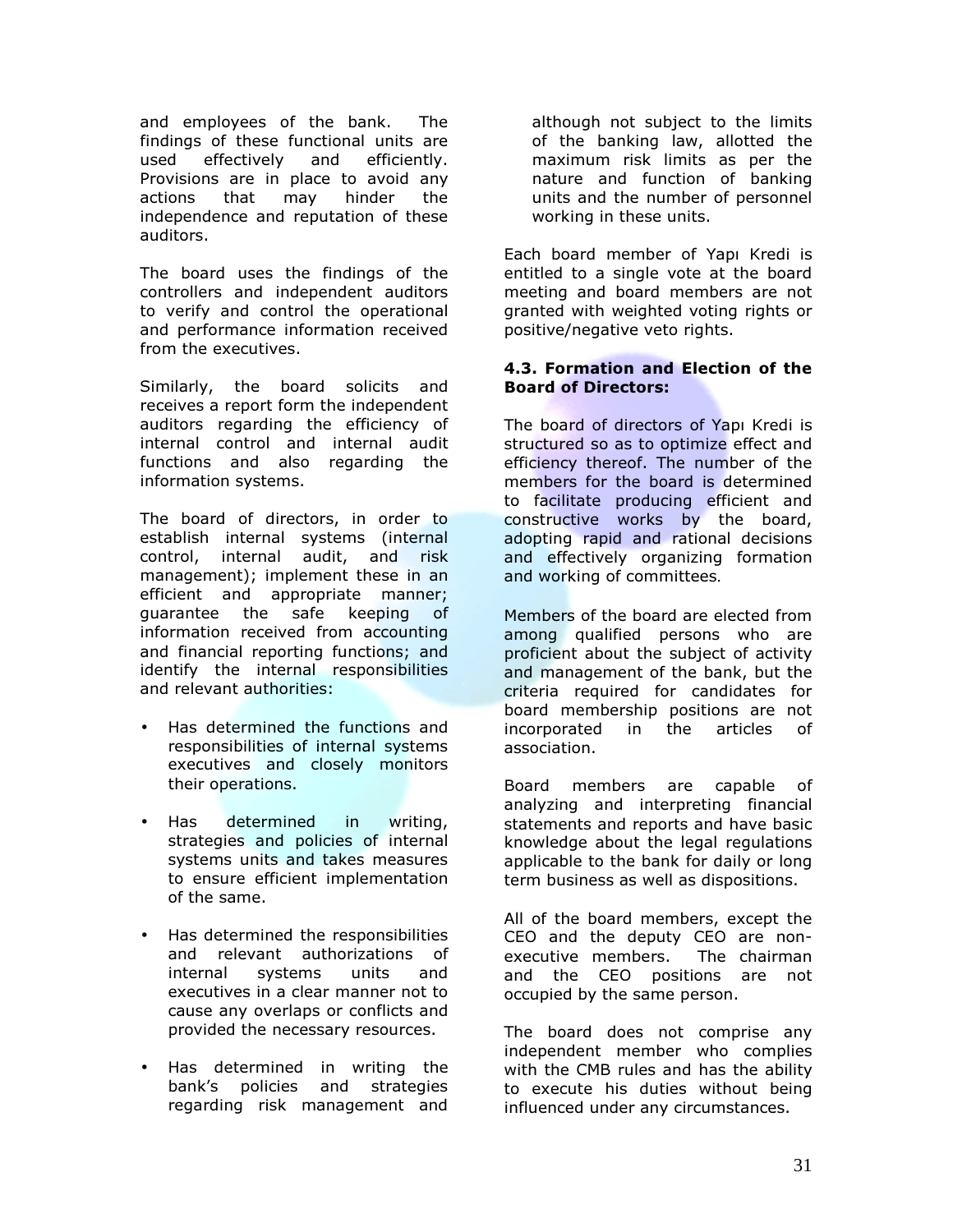and employees of the bank. The findings of these functional units are used effectively and efficiently. Provisions are in place to avoid any actions that may hinder the independence and reputation of these auditors.

The board uses the findings of the controllers and independent auditors to verify and control the operational and performance information received from the executives.

Similarly, the board solicits and receives a report form the independent auditors regarding the efficiency of internal control and internal audit functions and also regarding the information systems.

The board of directors, in order to establish internal systems (internal control, internal audit, and risk management); implement these in an efficient and appropriate manner; guarantee the safe keeping of information received from accounting and financial reporting functions; and identify the internal responsibilities and relevant authorities:

- Has determined the functions and responsibilities of internal systems executives and closely monitors their operations.
- Has determined in writing, strategies and policies of internal systems units and takes measures to ensure efficient implementation of the same.
- Has determined the responsibilities and relevant authorizations of internal systems units and executives in a clear manner not to cause any overlaps or conflicts and provided the necessary resources.
- Has determined in writing the bank's policies and strategies regarding risk management and although not subject to the limits of the banking law, allotted the maximum risk limits as per the nature and function of banking units and the number of personnel working in these units.

Each board member of Yapı Kredi is entitled to a single vote at the board meeting and board members are not granted with weighted voting rights or positive/negative veto rights.

**4.3. Formation and Election of the Board of Directors:**

The board of directors of Yapı Kredi is structured so as to optimize effect and efficiency thereof. The number of the members for the board is determined to facilitate producing efficient and constructive works by the board, adopting rapid and rational decisions and effectively organizing formation and working of committees.

Members of the board are elected from among qualified persons who are proficient about the subject of activity and management of the bank, but the criteria required for candidates for board membership positions are not incorporated in the articles of association.

Board members are capable of analyzing and interpreting financial statements and reports and have basic knowledge about the legal regulations applicable to the bank for daily or long term business as well as dispositions.

All of the board members, except the CEO and the deputy CEO are non-executive members. The chairman and the CEO positions are not occupied by the same person.

The board does not comprise any independent member who complies with the CMB rules and has the ability to execute his duties without being influenced under any circumstances.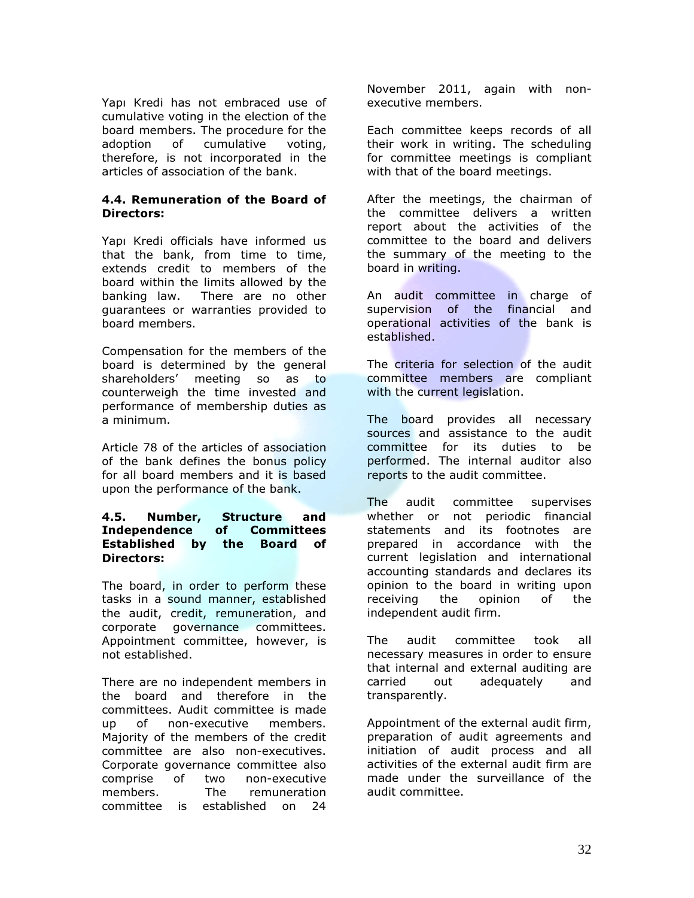Yapı Kredi has not embraced use of cumulative voting in the election of the board members. The procedure for the adoption of cumulative voting, therefore, is not incorporated in the articles of association of the bank.

**4.4. Remuneration of the Board of Directors:**

Yapı Kredi officials have informed us that the bank, from time to time, extends credit to members of the board within the limits allowed by the banking law. There are no other guarantees or warranties provided to board members.

Compensation for the members of the board is determined by the general shareholders' meeting so as to counterweigh the time invested and performance of membership duties as a minimum.

Article 78 of the articles of association of the bank defines the bonus policy for all board members and it is based upon the performance of the bank.

**4.5. Number, Structure and Independence of Committees Established by the Board of Directors:**

The board, in order to perform these tasks in a sound manner, established the audit, credit, remuneration, and corporate governance committees. Appointment committee, however, is not established.

There are no independent members in the board and therefore in the committees. Audit committee is made up of non-executive members. Majority of the members of the credit committee are also non-executives. Corporate governance committee also comprise of two non-executive members. The remuneration committee is established on 24 November 2011, again with non-executive members.

Each committee keeps records of all their work in writing. The scheduling for committee meetings is compliant with that of the board meetings.

After the meetings, the chairman of the committee delivers a written report about the activities of the committee to the board and delivers the summary of the meeting to the board in writing.

An audit committee in charge of supervision of the financial and operational activities of the bank is established.

The criteria for selection of the audit committee members are compliant with the current legislation.

The board provides all necessary sources and assistance to the audit committee for its duties to be performed. The internal auditor also reports to the audit committee.

The audit committee supervises whether or not periodic financial statements and its footnotes are prepared in accordance with the current legislation and international accounting standards and declares its opinion to the board in writing upon receiving the opinion of the independent audit firm.

The audit committee took all necessary measures in order to ensure that internal and external auditing are carried out adequately and transparently.

Appointment of the external audit firm, preparation of audit agreements and initiation of audit process and all activities of the external audit firm are made under the surveillance of the audit committee.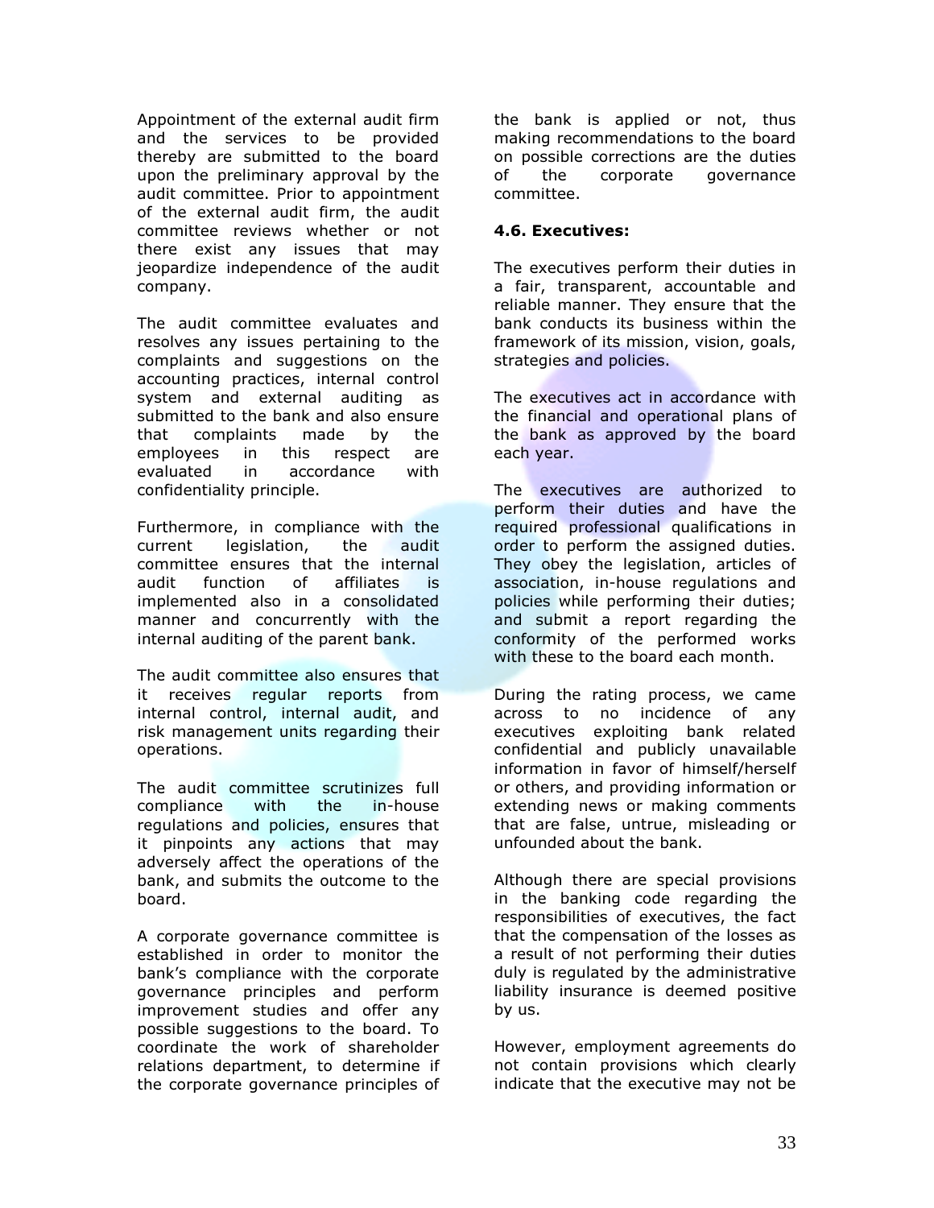Appointment of the external audit firm and the services to be provided thereby are submitted to the board upon the preliminary approval by the audit committee. Prior to appointment of the external audit firm, the audit committee reviews whether or not there exist any issues that may jeopardize independence of the audit company.

The audit committee evaluates and resolves any issues pertaining to the complaints and suggestions on the accounting practices, internal control system and external auditing as submitted to the bank and also ensure that complaints made by the employees in this respect are evaluated in accordance with confidentiality principle.

Furthermore, in compliance with the current legislation, the audit committee ensures that the internal audit function of affiliates is implemented also in a consolidated manner and concurrently with the internal auditing of the parent bank.

The audit committee also ensures that it receives regular reports from internal control, internal audit, and risk management units regarding their operations.

The audit committee scrutinizes full compliance with the in-house regulations and policies, ensures that it pinpoints any actions that may adversely affect the operations of the bank, and submits the outcome to the board.

A corporate governance committee is established in order to monitor the bank's compliance with the corporate governance principles and perform improvement studies and offer any possible suggestions to the board. To coordinate the work of shareholder relations department, to determine if the corporate governance principles of the bank is applied or not, thus making recommendations to the board on possible corrections are the duties of the corporate governance committee.

**4.6. Executives:**

The executives perform their duties in a fair, transparent, accountable and reliable manner. They ensure that the bank conducts its business within the framework of its mission, vision, goals, strategies and policies.

The executives act in accordance with the financial and operational plans of the bank as approved by the board each year.

The executives are authorized to perform their duties and have the required professional qualifications in order to perform the assigned duties. They obey the legislation, articles of association, in-house regulations and policies while performing their duties; and submit a report regarding the conformity of the performed works with these to the board each month.

During the rating process, we came across to no incidence of any executives exploiting bank related confidential and publicly unavailable information in favor of himself/herself or others, and providing information or extending news or making comments that are false, untrue, misleading or unfounded about the bank.

Although there are special provisions in the banking code regarding the responsibilities of executives, the fact that the compensation of the losses as a result of not performing their duties duly is regulated by the administrative liability insurance is deemed positive by us.

However, employment agreements do not contain provisions which clearly indicate that the executive may not be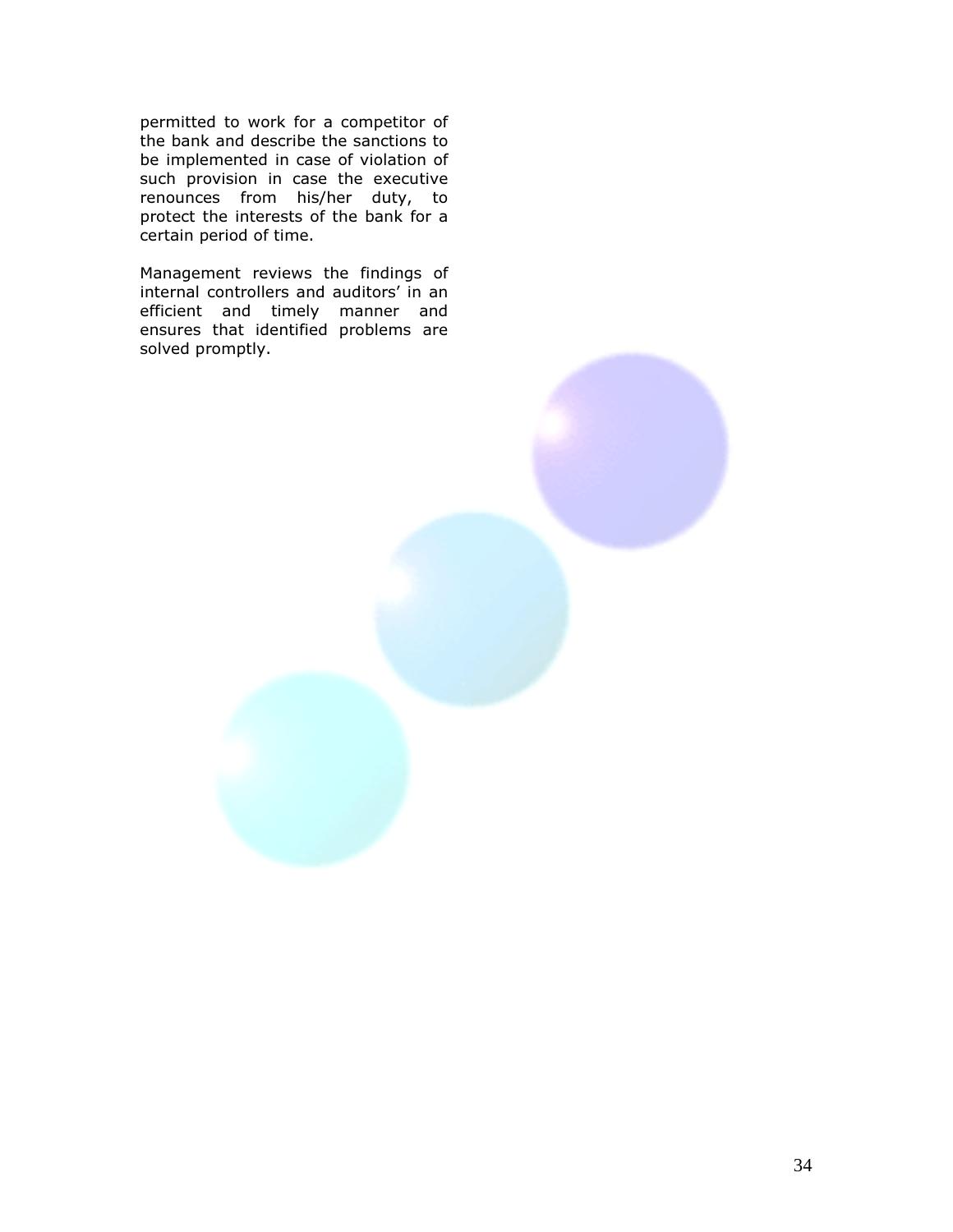permitted to work for a competitor of the bank and describe the sanctions to be implemented in case of violation of such provision in case the executive renounces from his/her duty, to protect the interests of the bank for a certain period of time.

Management reviews the findings of internal controllers and auditors' in an efficient and timely manner and ensures that identified problems are solved promptly.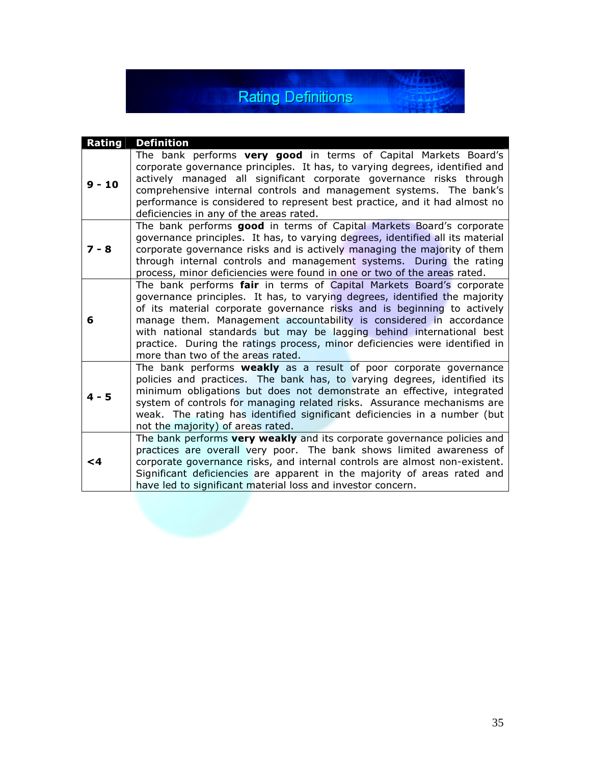# Rating Definitions

| Rating | Definition |
|---|---|
| **9 - 10** | The bank performs **very good** in terms of Capital Markets Board's corporate governance principles. It has, to varying degrees, identified and actively managed all significant corporate governance risks through comprehensive internal controls and management systems. The bank's performance is considered to represent best practice, and it had almost no deficiencies in any of the areas rated. |
| **7 - 8** | The bank performs **good** in terms of Capital Markets Board's corporate governance principles. It has, to varying degrees, identified all its material corporate governance risks and is actively managing the majority of them through internal controls and management systems. During the rating process, minor deficiencies were found in one or two of the areas rated. |
| **6** | The bank performs **fair** in terms of Capital Markets Board's corporate governance principles. It has, to varying degrees, identified the majority of its material corporate governance risks and is beginning to actively manage them. Management accountability is considered in accordance with national standards but may be lagging behind international best practice. During the ratings process, minor deficiencies were identified in more than two of the areas rated. |
| **4 - 5** | The bank performs **weakly** as a result of poor corporate governance policies and practices. The bank has, to varying degrees, identified its minimum obligations but does not demonstrate an effective, integrated system of controls for managing related risks. Assurance mechanisms are weak. The rating has identified significant deficiencies in a number (but not the majority) of areas rated. |
| **<4** | The bank performs **very weakly** and its corporate governance policies and practices are overall very poor. The bank shows limited awareness of corporate governance risks, and internal controls are almost non-existent. Significant deficiencies are apparent in the majority of areas rated and have led to significant material loss and investor concern. |